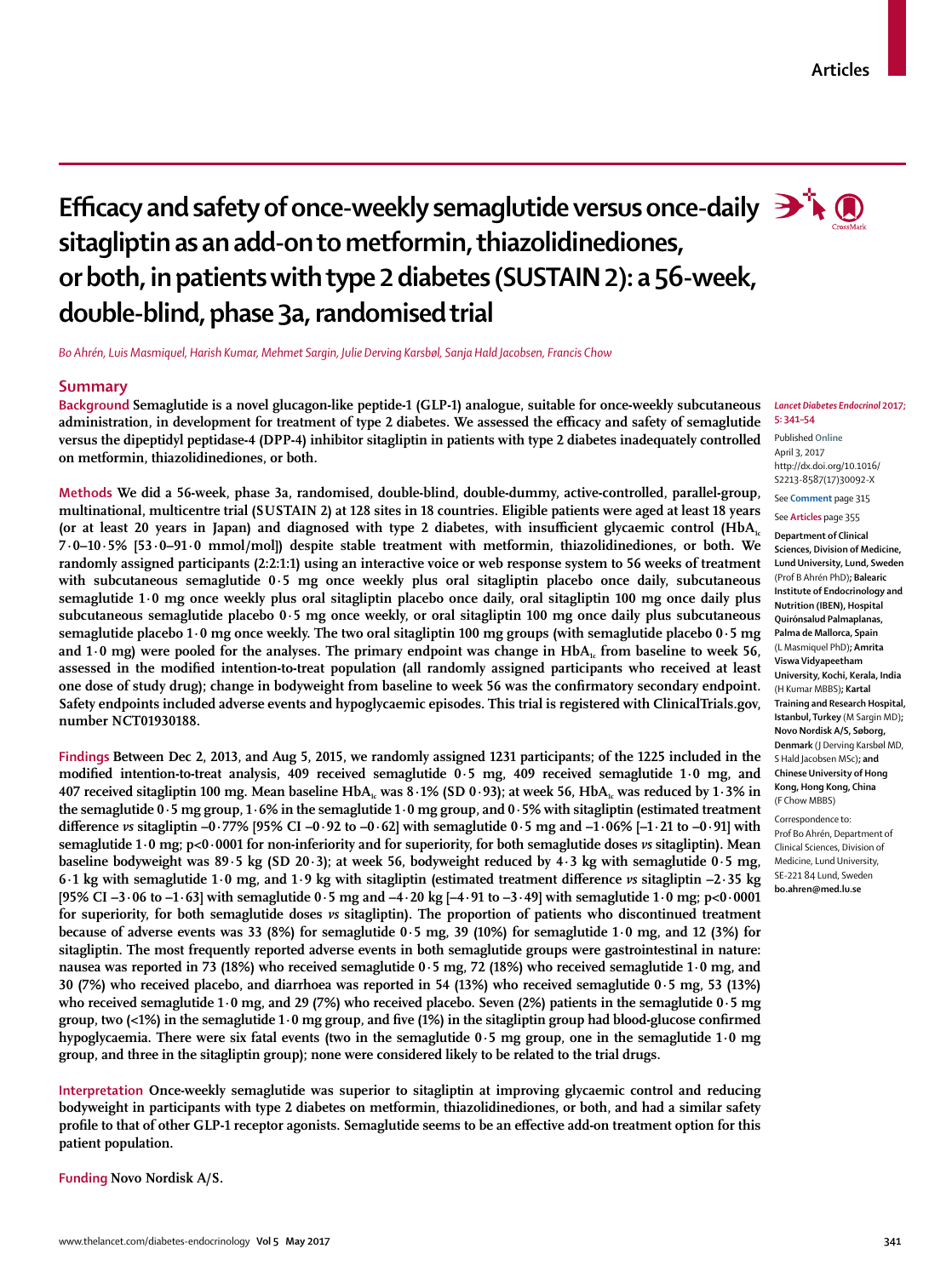# Efficacy and safety of once-weekly semaglutide versus once-daily sitagliptin as an add-on to metformin, thiazolidinediones, or both, in patients with type 2 diabetes (SUSTAIN 2): a 56-week, double-blind, phase 3a, randomised trial

*Bo Ahrén, Luis Masmiquel, Harish Kumar, Mehmet Sargin, Julie Derving Karsbøl, Sanja Hald Jacobsen, Francis Chow*

## Summary

**Background** Semaglutide is a novel glucagon-like peptide-1 (GLP-1) analogue, suitable for once-weekly subcutaneous administration, in development for treatment of type 2 diabetes. We assessed the efficacy and safety of semaglutide versus the dipeptidyl peptidase-4 (DPP-4) inhibitor sitagliptin in patients with type 2 diabetes inadequately controlled on metformin, thiazolidinediones, or both.

**Methods** We did a 56-week, phase 3a, randomised, double-blind, double-dummy, active-controlled, parallel-group, multinational, multicentre trial (SUSTAIN 2) at 128 sites in 18 countries. Eligible patients were aged at least 18 years (or at least 20 years in Japan) and diagnosed with type 2 diabetes, with insufficient glycaemic control ($HbA_{1c}$ 7·0–10·5% [53·0–91·0 mmol/mol]) despite stable treatment with metformin, thiazolidinediones, or both. We randomly assigned participants (2:2:1:1) using an interactive voice or web response system to 56 weeks of treatment with subcutaneous semaglutide 0·5 mg once weekly plus oral sitagliptin placebo once daily, subcutaneous semaglutide 1·0 mg once weekly plus oral sitagliptin placebo once daily, oral sitagliptin 100 mg once daily plus subcutaneous semaglutide placebo 0·5 mg once weekly, or oral sitagliptin 100 mg once daily plus subcutaneous semaglutide placebo 1·0 mg once weekly. The two oral sitagliptin 100 mg groups (with semaglutide placebo 0·5 mg and 1·0 mg) were pooled for the analyses. The primary endpoint was change in $HbA_{1c}$ from baseline to week 56, assessed in the modified intention-to-treat population (all randomly assigned participants who received at least one dose of study drug); change in bodyweight from baseline to week 56 was the confirmatory secondary endpoint. Safety endpoints included adverse events and hypoglycaemic episodes. This trial is registered with ClinicalTrials.gov, number NCT01930188.

**Findings** Between Dec 2, 2013, and Aug 5, 2015, we randomly assigned 1231 participants; of the 1225 included in the modified intention-to-treat analysis, 409 received semaglutide 0·5 mg, 409 received semaglutide 1·0 mg, and 407 received sitagliptin 100 mg. Mean baseline $HbA_{1c}$ was 8·1% (SD 0·93); at week 56, $HbA_{1c}$ was reduced by 1·3% in the semaglutide 0·5 mg group, 1·6% in the semaglutide 1·0 mg group, and 0·5% with sitagliptin (estimated treatment difference *vs* sitagliptin –0·77% [95% CI –0·92 to –0·62] with semaglutide 0·5 mg and –1·06% [–1·21 to –0·91] with semaglutide 1·0 mg; p<0·0001 for non-inferiority and for superiority, for both semaglutide doses *vs* sitagliptin). Mean baseline bodyweight was 89·5 kg (SD 20·3); at week 56, bodyweight reduced by 4·3 kg with semaglutide 0·5 mg, 6·1 kg with semaglutide 1·0 mg, and 1·9 kg with sitagliptin (estimated treatment difference *vs* sitagliptin –2·35 kg [95% CI –3·06 to –1·63] with semaglutide 0·5 mg and –4·20 kg [–4·91 to –3·49] with semaglutide 1·0 mg; p<0·0001 for superiority, for both semaglutide doses *vs* sitagliptin). The proportion of patients who discontinued treatment because of adverse events was 33 (8%) for semaglutide 0·5 mg, 39 (10%) for semaglutide 1·0 mg, and 12 (3%) for sitagliptin. The most frequently reported adverse events in both semaglutide groups were gastrointestinal in nature: nausea was reported in 73 (18%) who received semaglutide 0·5 mg, 72 (18%) who received semaglutide 1·0 mg, and 30 (7%) who received placebo, and diarrhoea was reported in 54 (13%) who received semaglutide 0·5 mg, 53 (13%) who received semaglutide 1·0 mg, and 29 (7%) who received placebo. Seven (2%) patients in the semaglutide 0·5 mg group, two (<1%) in the semaglutide 1·0 mg group, and five (1%) in the sitagliptin group had blood-glucose confirmed hypoglycaemia. There were six fatal events (two in the semaglutide 0·5 mg group, one in the semaglutide 1·0 mg group, and three in the sitagliptin group); none were considered likely to be related to the trial drugs.

**Interpretation** Once-weekly semaglutide was superior to sitagliptin at improving glycaemic control and reducing bodyweight in participants with type 2 diabetes on metformin, thiazolidinediones, or both, and had a similar safety profile to that of other GLP-1 receptor agonists. Semaglutide seems to be an effective add-on treatment option for this patient population.

**Funding** Novo Nordisk A/S.

*Lancet Diabetes Endocrinol* 2017; 5: 341–54

Published Online April 3, 2017 http://dx.doi.org/10.1016/S2213-8587(17)30092-X

See **Comment** page 315

See **Articles** page 355

**Department of Clinical Sciences, Division of Medicine, Lund University, Lund, Sweden** (Prof B Ahrén PhD)**; Balearic Institute of Endocrinology and Nutrition (IBEN), Hospital Quirónsalud Palmaplanas, Palma de Mallorca, Spain** (L Masmiquel PhD)**; Amrita Viswa Vidyapeetham University, Kochi, Kerala, India** (H Kumar MBBS)**; Kartal Training and Research Hospital, Istanbul, Turkey** (M Sargin MD)**; Novo Nordisk A/S, Søborg, Denmark** (J Derving Karsbøl MD, S Hald Jacobsen MSc)**; and Chinese University of Hong Kong, Hong Kong, China** (F Chow MBBS)

Correspondence to: Prof Bo Ahrén, Department of Clinical Sciences, Division of Medicine, Lund University, SE-221 84 Lund, Sweden **bo.ahren@med.lu.se**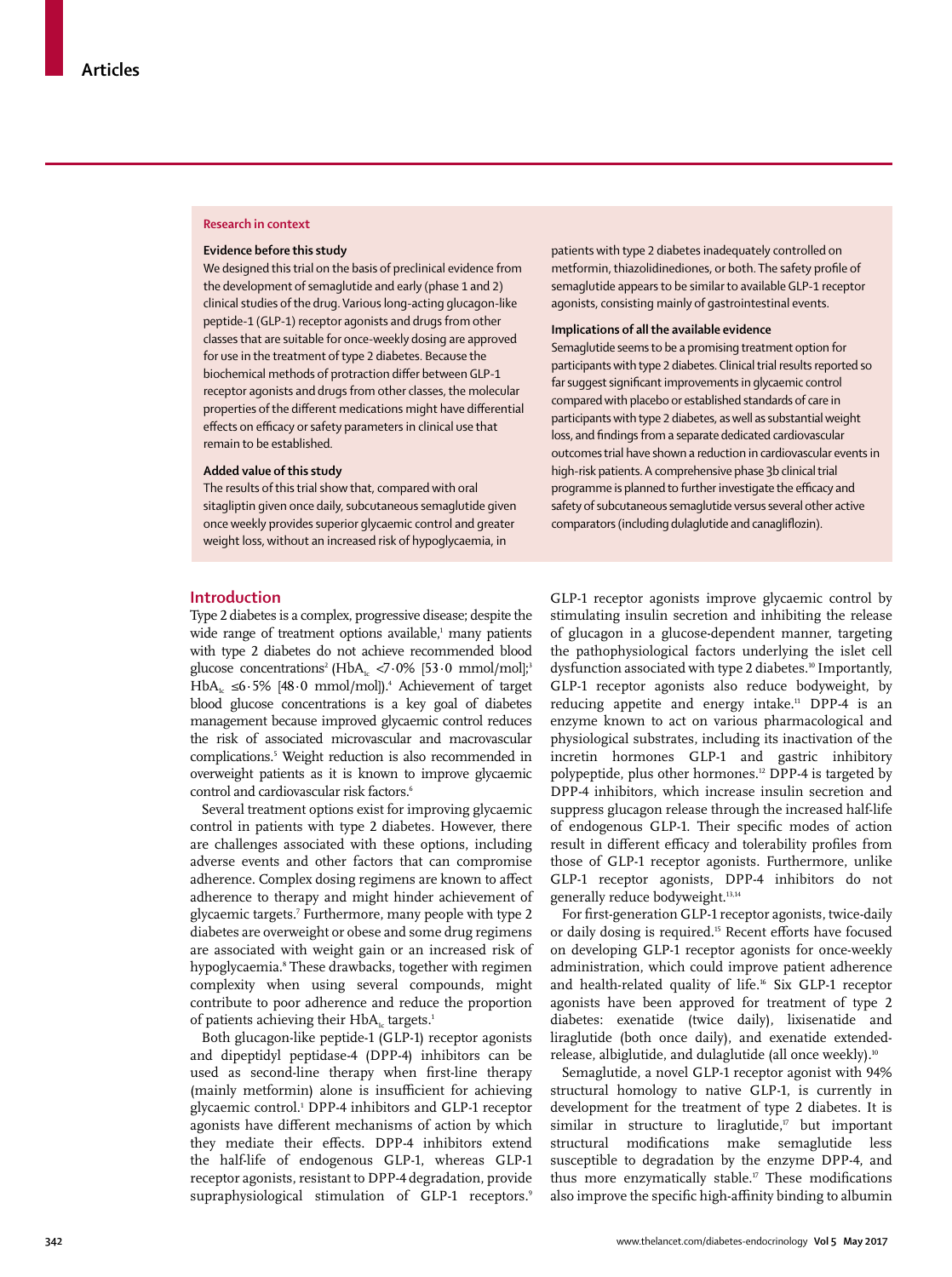## Research in context

### Evidence before this study

We designed this trial on the basis of preclinical evidence from the development of semaglutide and early (phase 1 and 2) clinical studies of the drug. Various long-acting glucagon-like peptide-1 (GLP-1) receptor agonists and drugs from other classes that are suitable for once-weekly dosing are approved for use in the treatment of type 2 diabetes. Because the biochemical methods of protraction differ between GLP-1 receptor agonists and drugs from other classes, the molecular properties of the different medications might have differential effects on efficacy or safety parameters in clinical use that remain to be established.

### Added value of this study

The results of this trial show that, compared with oral sitagliptin given once daily, subcutaneous semaglutide given once weekly provides superior glycaemic control and greater weight loss, without an increased risk of hypoglycaemia, in patients with type 2 diabetes inadequately controlled on metformin, thiazolidinediones, or both. The safety profile of semaglutide appears to be similar to available GLP-1 receptor agonists, consisting mainly of gastrointestinal events.

### Implications of all the available evidence

Semaglutide seems to be a promising treatment option for participants with type 2 diabetes. Clinical trial results reported so far suggest significant improvements in glycaemic control compared with placebo or established standards of care in participants with type 2 diabetes, as well as substantial weight loss, and findings from a separate dedicated cardiovascular outcomes trial have shown a reduction in cardiovascular events in high-risk patients. A comprehensive phase 3b clinical trial programme is planned to further investigate the efficacy and safety of subcutaneous semaglutide versus several other active comparators (including dulaglutide and canagliflozin).

## Introduction

Type 2 diabetes is a complex, progressive disease; despite the wide range of treatment options available,[1] many patients with type 2 diabetes do not achieve recommended blood glucose concentrations[2] ($HbA_{1c}$ <7·0% [53·0 mmol/mol];[3] $HbA_{1c}$ ≤6·5% [48·0 mmol/mol]).[4] Achievement of target blood glucose concentrations is a key goal of diabetes management because improved glycaemic control reduces the risk of associated microvascular and macrovascular complications.[5] Weight reduction is also recommended in overweight patients as it is known to improve glycaemic control and cardiovascular risk factors.[6]

Several treatment options exist for improving glycaemic control in patients with type 2 diabetes. However, there are challenges associated with these options, including adverse events and other factors that can compromise adherence. Complex dosing regimens are known to affect adherence to therapy and might hinder achievement of glycaemic targets.[7] Furthermore, many people with type 2 diabetes are overweight or obese and some drug regimens are associated with weight gain or an increased risk of hypoglycaemia.[8] These drawbacks, together with regimen complexity when using several compounds, might contribute to poor adherence and reduce the proportion of patients achieving their $HbA_{1c}$ targets.[1]

Both glucagon-like peptide-1 (GLP-1) receptor agonists and dipeptidyl peptidase-4 (DPP-4) inhibitors can be used as second-line therapy when first-line therapy (mainly metformin) alone is insufficient for achieving glycaemic control.[1] DPP-4 inhibitors and GLP-1 receptor agonists have different mechanisms of action by which they mediate their effects. DPP-4 inhibitors extend the half-life of endogenous GLP-1, whereas GLP-1 receptor agonists, resistant to DPP-4 degradation, provide supraphysiological stimulation of GLP-1 receptors.[9] GLP-1 receptor agonists improve glycaemic control by stimulating insulin secretion and inhibiting the release of glucagon in a glucose-dependent manner, targeting the pathophysiological factors underlying the islet cell dysfunction associated with type 2 diabetes.[10] Importantly, GLP-1 receptor agonists also reduce bodyweight, by reducing appetite and energy intake.[11] DPP-4 is an enzyme known to act on various pharmacological and physiological substrates, including its inactivation of the incretin hormones GLP-1 and gastric inhibitory polypeptide, plus other hormones.[12] DPP-4 is targeted by DPP-4 inhibitors, which increase insulin secretion and suppress glucagon release through the increased half-life of endogenous GLP-1. Their specific modes of action result in different efficacy and tolerability profiles from those of GLP-1 receptor agonists. Furthermore, unlike GLP-1 receptor agonists, DPP-4 inhibitors do not generally reduce bodyweight.[13,14]

For first-generation GLP-1 receptor agonists, twice-daily or daily dosing is required.[15] Recent efforts have focused on developing GLP-1 receptor agonists for once-weekly administration, which could improve patient adherence and health-related quality of life.[16] Six GLP-1 receptor agonists have been approved for treatment of type 2 diabetes: exenatide (twice daily), lixisenatide and liraglutide (both once daily), and exenatide extended-release, albiglutide, and dulaglutide (all once weekly).[10]

Semaglutide, a novel GLP-1 receptor agonist with 94% structural homology to native GLP-1, is currently in development for the treatment of type 2 diabetes. It is similar in structure to liraglutide,[17] but important structural modifications make semaglutide less susceptible to degradation by the enzyme DPP-4, and thus more enzymatically stable.[17] These modifications also improve the specific high-affinity binding to albumin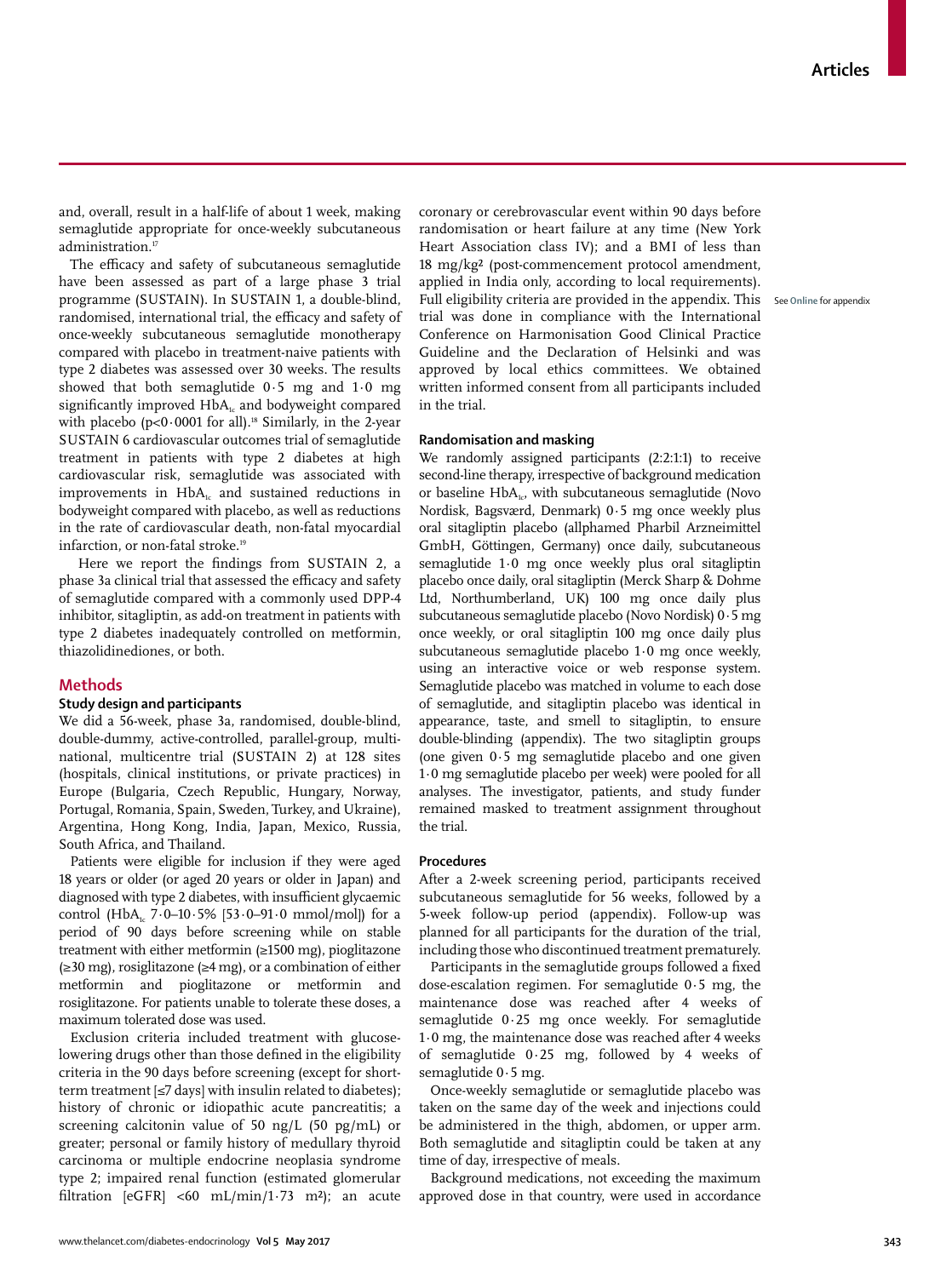and, overall, result in a half-life of about 1 week, making semaglutide appropriate for once-weekly subcutaneous administration.[17]

The efficacy and safety of subcutaneous semaglutide have been assessed as part of a large phase 3 trial programme (SUSTAIN). In SUSTAIN 1, a double-blind, randomised, international trial, the efficacy and safety of once-weekly subcutaneous semaglutide monotherapy compared with placebo in treatment-naive patients with type 2 diabetes was assessed over 30 weeks. The results showed that both semaglutide 0·5 mg and 1·0 mg significantly improved $HbA_{1c}$ and bodyweight compared with placebo (p<0·0001 for all).[18] Similarly, in the 2-year SUSTAIN 6 cardiovascular outcomes trial of semaglutide treatment in patients with type 2 diabetes at high cardiovascular risk, semaglutide was associated with improvements in $HbA_{1c}$ and sustained reductions in bodyweight compared with placebo, as well as reductions in the rate of cardiovascular death, non-fatal myocardial infarction, or non-fatal stroke.[19]

Here we report the findings from SUSTAIN 2, a phase 3a clinical trial that assessed the efficacy and safety of semaglutide compared with a commonly used DPP-4 inhibitor, sitagliptin, as add-on treatment in patients with type 2 diabetes inadequately controlled on metformin, thiazolidinediones, or both.

## Methods

### Study design and participants

We did a 56-week, phase 3a, randomised, double-blind, double-dummy, active-controlled, parallel-group, multinational, multicentre trial (SUSTAIN 2) at 128 sites (hospitals, clinical institutions, or private practices) in Europe (Bulgaria, Czech Republic, Hungary, Norway, Portugal, Romania, Spain, Sweden, Turkey, and Ukraine), Argentina, Hong Kong, India, Japan, Mexico, Russia, South Africa, and Thailand.

Patients were eligible for inclusion if they were aged 18 years or older (or aged 20 years or older in Japan) and diagnosed with type 2 diabetes, with insufficient glycaemic control ($HbA_{1c}$ 7·0–10·5% [53·0–91·0 mmol/mol]) for a period of 90 days before screening while on stable treatment with either metformin (≥1500 mg), pioglitazone (≥30 mg), rosiglitazone (≥4 mg), or a combination of either metformin and pioglitazone or metformin and rosiglitazone. For patients unable to tolerate these doses, a maximum tolerated dose was used.

Exclusion criteria included treatment with glucose-lowering drugs other than those defined in the eligibility criteria in the 90 days before screening (except for short-term treatment [≤7 days] with insulin related to diabetes); history of chronic or idiopathic acute pancreatitis; a screening calcitonin value of 50 ng/L (50 pg/mL) or greater; personal or family history of medullary thyroid carcinoma or multiple endocrine neoplasia syndrome type 2; impaired renal function (estimated glomerular filtration [eGFR] <60 mL/min/1·73 m²); an acute coronary or cerebrovascular event within 90 days before randomisation or heart failure at any time (New York Heart Association class IV); and a BMI of less than 18 mg/kg² (post-commencement protocol amendment, applied in India only, according to local requirements). Full eligibility criteria are provided in the appendix. This trial was done in compliance with the International Conference on Harmonisation Good Clinical Practice Guideline and the Declaration of Helsinki and was approved by local ethics committees. We obtained written informed consent from all participants included in the trial.

See Online for appendix

### Randomisation and masking

We randomly assigned participants (2:2:1:1) to receive second-line therapy, irrespective of background medication or baseline $HbA_{1c}$, with subcutaneous semaglutide (Novo Nordisk, Bagsværd, Denmark) 0·5 mg once weekly plus oral sitagliptin placebo (allphamed Pharbil Arzneimittel GmbH, Göttingen, Germany) once daily, subcutaneous semaglutide 1·0 mg once weekly plus oral sitagliptin placebo once daily, oral sitagliptin (Merck Sharp & Dohme Ltd, Northumberland, UK) 100 mg once daily plus subcutaneous semaglutide placebo (Novo Nordisk) 0·5 mg once weekly, or oral sitagliptin 100 mg once daily plus subcutaneous semaglutide placebo 1·0 mg once weekly, using an interactive voice or web response system. Semaglutide placebo was matched in volume to each dose of semaglutide, and sitagliptin placebo was identical in appearance, taste, and smell to sitagliptin, to ensure double-blinding (appendix). The two sitagliptin groups (one given 0·5 mg semaglutide placebo and one given 1·0 mg semaglutide placebo per week) were pooled for all analyses. The investigator, patients, and study funder remained masked to treatment assignment throughout the trial.

### Procedures

After a 2-week screening period, participants received subcutaneous semaglutide for 56 weeks, followed by a 5-week follow-up period (appendix). Follow-up was planned for all participants for the duration of the trial, including those who discontinued treatment prematurely.

Participants in the semaglutide groups followed a fixed dose-escalation regimen. For semaglutide 0·5 mg, the maintenance dose was reached after 4 weeks of semaglutide 0·25 mg once weekly. For semaglutide 1·0 mg, the maintenance dose was reached after 4 weeks of semaglutide 0·25 mg, followed by 4 weeks of semaglutide 0·5 mg.

Once-weekly semaglutide or semaglutide placebo was taken on the same day of the week and injections could be administered in the thigh, abdomen, or upper arm. Both semaglutide and sitagliptin could be taken at any time of day, irrespective of meals.

Background medications, not exceeding the maximum approved dose in that country, were used in accordance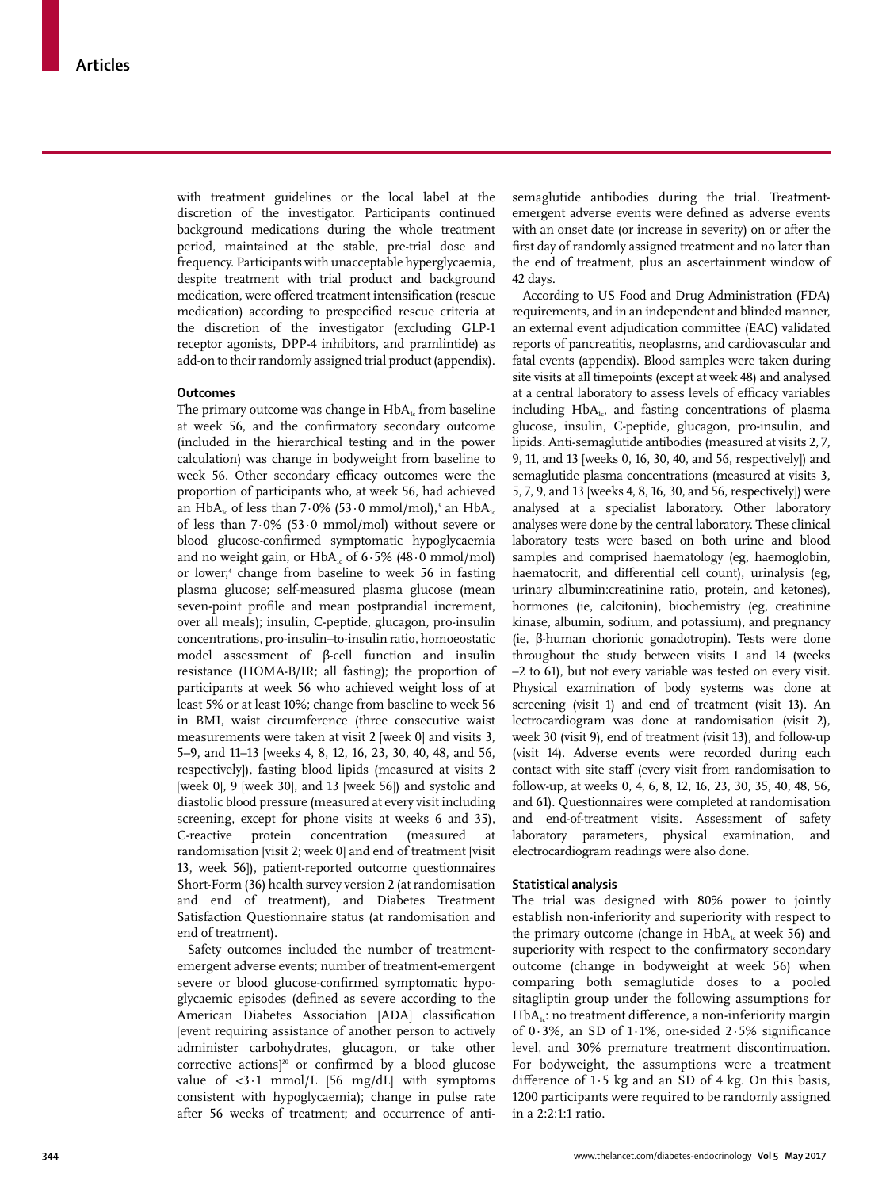with treatment guidelines or the local label at the discretion of the investigator. Participants continued background medications during the whole treatment period, maintained at the stable, pre-trial dose and frequency. Participants with unacceptable hyperglycaemia, despite treatment with trial product and background medication, were offered treatment intensification (rescue medication) according to prespecified rescue criteria at the discretion of the investigator (excluding GLP-1 receptor agonists, DPP-4 inhibitors, and pramlintide) as add-on to their randomly assigned trial product (appendix).

### Outcomes

The primary outcome was change in $HbA_{1c}$ from baseline at week 56, and the confirmatory secondary outcome (included in the hierarchical testing and in the power calculation) was change in bodyweight from baseline to week 56. Other secondary efficacy outcomes were the proportion of participants who, at week 56, had achieved an $HbA_{1c}$ of less than 7·0% (53·0 mmol/mol),[3] an $HbA_{1c}$ of less than 7·0% (53·0 mmol/mol) without severe or blood glucose-confirmed symptomatic hypoglycaemia and no weight gain, or $HbA_{1c}$ of 6·5% (48·0 mmol/mol) or lower;[4] change from baseline to week 56 in fasting plasma glucose; self-measured plasma glucose (mean seven-point profile and mean postprandial increment, over all meals); insulin, C-peptide, glucagon, pro-insulin concentrations, pro-insulin–to-insulin ratio, homoeostatic model assessment of β-cell function and insulin resistance (HOMA-B/IR; all fasting); the proportion of participants at week 56 who achieved weight loss of at least 5% or at least 10%; change from baseline to week 56 in BMI, waist circumference (three consecutive waist measurements were taken at visit 2 [week 0] and visits 3, 5–9, and 11–13 [weeks 4, 8, 12, 16, 23, 30, 40, 48, and 56, respectively]), fasting blood lipids (measured at visits 2 [week 0], 9 [week 30], and 13 [week 56]) and systolic and diastolic blood pressure (measured at every visit including screening, except for phone visits at weeks 6 and 35), C-reactive protein concentration (measured at randomisation [visit 2; week 0] and end of treatment [visit 13, week 56]), patient-reported outcome questionnaires Short-Form (36) health survey version 2 (at randomisation and end of treatment), and Diabetes Treatment Satisfaction Questionnaire status (at randomisation and end of treatment).

Safety outcomes included the number of treatment-emergent adverse events; number of treatment-emergent severe or blood glucose-confirmed symptomatic hypoglycaemic episodes (defined as severe according to the American Diabetes Association [ADA] classification [event requiring assistance of another person to actively administer carbohydrates, glucagon, or take other corrective actions][20] or confirmed by a blood glucose value of <3·1 mmol/L [56 mg/dL] with symptoms consistent with hypoglycaemia); change in pulse rate after 56 weeks of treatment; and occurrence of anti-semaglutide antibodies during the trial. Treatment-emergent adverse events were defined as adverse events with an onset date (or increase in severity) on or after the first day of randomly assigned treatment and no later than the end of treatment, plus an ascertainment window of 42 days.

According to US Food and Drug Administration (FDA) requirements, and in an independent and blinded manner, an external event adjudication committee (EAC) validated reports of pancreatitis, neoplasms, and cardiovascular and fatal events (appendix). Blood samples were taken during site visits at all timepoints (except at week 48) and analysed at a central laboratory to assess levels of efficacy variables including $HbA_{1c}$, and fasting concentrations of plasma glucose, insulin, C-peptide, glucagon, pro-insulin, and lipids. Anti-semaglutide antibodies (measured at visits 2, 7, 9, 11, and 13 [weeks 0, 16, 30, 40, and 56, respectively]) and semaglutide plasma concentrations (measured at visits 3, 5, 7, 9, and 13 [weeks 4, 8, 16, 30, and 56, respectively]) were analysed at a specialist laboratory. Other laboratory analyses were done by the central laboratory. These clinical laboratory tests were based on both urine and blood samples and comprised haematology (eg, haemoglobin, haematocrit, and differential cell count), urinalysis (eg, urinary albumin:creatinine ratio, protein, and ketones), hormones (ie, calcitonin), biochemistry (eg, creatinine kinase, albumin, sodium, and potassium), and pregnancy (ie, β-human chorionic gonadotropin). Tests were done throughout the study between visits 1 and 14 (weeks –2 to 61), but not every variable was tested on every visit. Physical examination of body systems was done at screening (visit 1) and end of treatment (visit 13). An lectrocardiogram was done at randomisation (visit 2), week 30 (visit 9), end of treatment (visit 13), and follow-up (visit 14). Adverse events were recorded during each contact with site staff (every visit from randomisation to follow-up, at weeks 0, 4, 6, 8, 12, 16, 23, 30, 35, 40, 48, 56, and 61). Questionnaires were completed at randomisation and end-of-treatment visits. Assessment of safety laboratory parameters, physical examination, and electrocardiogram readings were also done.

### Statistical analysis

The trial was designed with 80% power to jointly establish non-inferiority and superiority with respect to the primary outcome (change in $HbA_{1c}$ at week 56) and superiority with respect to the confirmatory secondary outcome (change in bodyweight at week 56) when comparing both semaglutide doses to a pooled sitagliptin group under the following assumptions for $HbA_{1c}$: no treatment difference, a non-inferiority margin of 0·3%, an SD of 1·1%, one-sided 2·5% significance level, and 30% premature treatment discontinuation. For bodyweight, the assumptions were a treatment difference of 1·5 kg and an SD of 4 kg. On this basis, 1200 participants were required to be randomly assigned in a 2:2:1:1 ratio.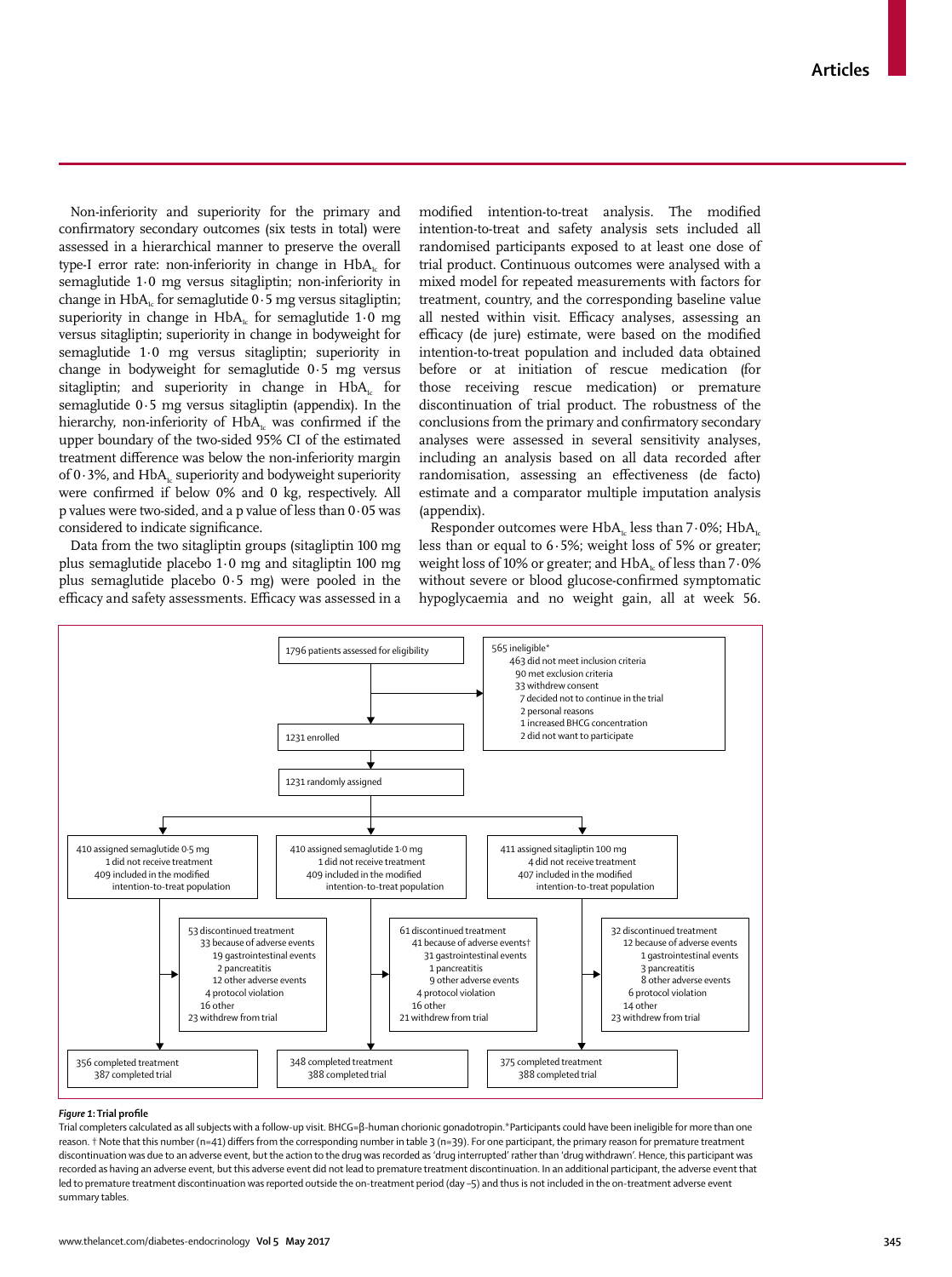Non-inferiority and superiority for the primary and confirmatory secondary outcomes (six tests in total) were assessed in a hierarchical manner to preserve the overall type-I error rate: non-inferiority in change in $HbA_{1c}$ for semaglutide 1·0 mg versus sitagliptin; non-inferiority in change in $HbA_{1c}$ for semaglutide 0·5 mg versus sitagliptin; superiority in change in $HbA_{1c}$ for semaglutide 1·0 mg versus sitagliptin; superiority in change in bodyweight for semaglutide 1·0 mg versus sitagliptin; superiority in change in bodyweight for semaglutide 0·5 mg versus sitagliptin; and superiority in change in $HbA_{1c}$ for semaglutide 0·5 mg versus sitagliptin (appendix). In the hierarchy, non-inferiority of $HbA_{1c}$ was confirmed if the upper boundary of the two-sided 95% CI of the estimated treatment difference was below the non-inferiority margin of 0·3%, and $HbA_{1c}$ superiority and bodyweight superiority were confirmed if below 0% and 0 kg, respectively. All p values were two-sided, and a p value of less than 0·05 was considered to indicate significance.

Data from the two sitagliptin groups (sitagliptin 100 mg plus semaglutide placebo 1·0 mg and sitagliptin 100 mg plus semaglutide placebo 0·5 mg) were pooled in the efficacy and safety assessments. Efficacy was assessed in a modified intention-to-treat analysis. The modified intention-to-treat and safety analysis sets included all randomised participants exposed to at least one dose of trial product. Continuous outcomes were analysed with a mixed model for repeated measurements with factors for treatment, country, and the corresponding baseline value all nested within visit. Efficacy analyses, assessing an efficacy (de jure) estimate, were based on the modified intention-to-treat population and included data obtained before or at initiation of rescue medication (for those receiving rescue medication) or premature discontinuation of trial product. The robustness of the conclusions from the primary and confirmatory secondary analyses were assessed in several sensitivity analyses, including an analysis based on all data recorded after randomisation, assessing an effectiveness (de facto) estimate and a comparator multiple imputation analysis (appendix).

Responder outcomes were $HbA_{1c}$ less than 7·0%; $HbA_{1c}$ less than or equal to 6·5%; weight loss of 5% or greater; weight loss of 10% or greater; and $HbA_{1c}$ of less than 7·0% without severe or blood glucose-confirmed symptomatic hypoglycaemia and no weight gain, all at week 56.

1796 patients assessed for eligibility

565 ineligible*
- 463 did not meet inclusion criteria
- 90 met exclusion criteria
- 33 withdrew consent
  - 7 decided not to continue in the trial
  - 2 personal reasons
  - 1 increased BHCG concentration
  - 2 did not want to participate

1231 enrolled

1231 randomly assigned

410 assigned semaglutide 0·5 mg
- 1 did not receive treatment
- 409 included in the modified intention-to-treat population

410 assigned semaglutide 1·0 mg
- 1 did not receive treatment
- 409 included in the modified intention-to-treat population

411 assigned sitagliptin 100 mg
- 4 did not receive treatment
- 407 included in the modified intention-to-treat population

53 discontinued treatment
- 33 because of adverse events
  - 19 gastrointestinal events
  - 2 pancreatitis
  - 12 other adverse events
- 4 protocol violation
- 16 other
- 23 withdrew from trial

61 discontinued treatment
- 41 because of adverse events†
  - 31 gastrointestinal events
  - 1 pancreatitis
  - 9 other adverse events
- 4 protocol violation
- 16 other
- 21 withdrew from trial

32 discontinued treatment
- 12 because of adverse events
  - 1 gastrointestinal events
  - 3 pancreatitis
  - 8 other adverse events
- 6 protocol violation
- 14 other
- 23 withdrew from trial

356 completed treatment
387 completed trial

348 completed treatment
388 completed trial

375 completed treatment
388 completed trial

***Figure 1:* Trial profile**

Trial completers calculated as all subjects with a follow-up visit. BHCG=β-human chorionic gonadotropin.*Participants could have been ineligible for more than one reason. † Note that this number (n=41) differs from the corresponding number in table 3 (n=39). For one participant, the primary reason for premature treatment discontinuation was due to an adverse event, but the action to the drug was recorded as 'drug interrupted' rather than 'drug withdrawn'. Hence, this participant was recorded as having an adverse event, but this adverse event did not lead to premature treatment discontinuation. In an additional participant, the adverse event that led to premature treatment discontinuation was reported outside the on-treatment period (day –5) and thus is not included in the on-treatment adverse event summary tables.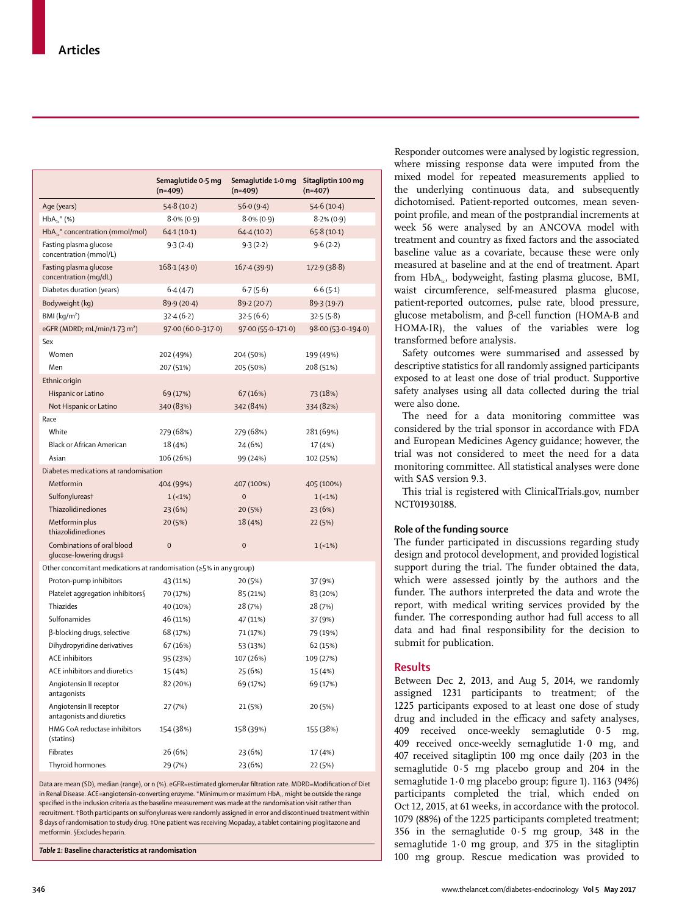| | Semaglutide 0·5 mg (n=409) | Semaglutide 1·0 mg (n=409) | Sitagliptin 100 mg (n=407) |
|---|---|---|---|
| Age (years) | 54·8 (10·2) | 56·0 (9·4) | 54·6 (10·4) |
| $HbA_{1c}$* (%) | 8·0% (0·9) | 8·0% (0·9) | 8·2% (0·9) |
| $HbA_{1c}$* concentration (mmol/mol) | 64·1 (10·1) | 64·4 (10·2) | 65·8 (10·1) |
| Fasting plasma glucose concentration (mmol/L) | 9·3 (2·4) | 9·3 (2·2) | 9·6 (2·2) |
| Fasting plasma glucose concentration (mg/dL) | 168·1 (43·0) | 167·4 (39·9) | 172·9 (38·8) |
| Diabetes duration (years) | 6·4 (4·7) | 6·7 (5·6) | 6·6 (5·1) |
| Bodyweight (kg) | 89·9 (20·4) | 89·2 (20·7) | 89·3 (19·7) |
| BMI (kg/m²) | 32·4 (6·2) | 32·5 (6·6) | 32·5 (5·8) |
| eGFR (MDRD; mL/min/1·73 m²) | 97·00 (60·0–317·0) | 97·00 (55·0–171·0) | 98·00 (53·0–194·0) |
| Sex | | | |
| Women | 202 (49%) | 204 (50%) | 199 (49%) |
| Men | 207 (51%) | 205 (50%) | 208 (51%) |
| Ethnic origin | | | |
| Hispanic or Latino | 69 (17%) | 67 (16%) | 73 (18%) |
| Not Hispanic or Latino | 340 (83%) | 342 (84%) | 334 (82%) |
| Race | | | |
| White | 279 (68%) | 279 (68%) | 281 (69%) |
| Black or African American | 18 (4%) | 24 (6%) | 17 (4%) |
| Asian | 106 (26%) | 99 (24%) | 102 (25%) |
| Diabetes medications at randomisation | | | |
| Metformin | 404 (99%) | 407 (100%) | 405 (100%) |
| Sulfonylureas† | 1 (<1%) | 0 | 1 (<1%) |
| Thiazolidinediones | 23 (6%) | 20 (5%) | 23 (6%) |
| Metformin plus thiazolidinediones | 20 (5%) | 18 (4%) | 22 (5%) |
| Combinations of oral blood glucose-lowering drugs‡ | 0 | 0 | 1 (<1%) |
| Other concomitant medications at randomisation (≥5% in any group) | | | |
| Proton-pump inhibitors | 43 (11%) | 20 (5%) | 37 (9%) |
| Platelet aggregation inhibitors§ | 70 (17%) | 85 (21%) | 83 (20%) |
| Thiazides | 40 (10%) | 28 (7%) | 28 (7%) |
| Sulfonamides | 46 (11%) | 47 (11%) | 37 (9%) |
| β-blocking drugs, selective | 68 (17%) | 71 (17%) | 79 (19%) |
| Dihydropyridine derivatives | 67 (16%) | 53 (13%) | 62 (15%) |
| ACE inhibitors | 95 (23%) | 107 (26%) | 109 (27%) |
| ACE inhibitors and diuretics | 15 (4%) | 25 (6%) | 15 (4%) |
| Angiotensin II receptor antagonists | 82 (20%) | 69 (17%) | 69 (17%) |
| Angiotensin II receptor antagonists and diuretics | 27 (7%) | 21 (5%) | 20 (5%) |
| HMG CoA reductase inhibitors (statins) | 154 (38%) | 158 (39%) | 155 (38%) |
| Fibrates | 26 (6%) | 23 (6%) | 17 (4%) |
| Thyroid hormones | 29 (7%) | 23 (6%) | 22 (5%) |

Data are mean (SD), median (range), or n (%). eGFR=estimated glomerular filtration rate. MDRD=Modification of Diet in Renal Disease. ACE=angiotensin-converting enzyme. *Minimum or maximum $HbA_{1c}$ might be outside the range specified in the inclusion criteria as the baseline measurement was made at the randomisation visit rather than recruitment. †Both participants on sulfonylureas were randomly assigned in error and discontinued treatment within 8 days of randomisation to study drug. ‡One patient was receiving Mopaday, a tablet containing pioglitazone and metformin. §Excludes heparin.

*Table 1:* **Baseline characteristics at randomisation**

Responder outcomes were analysed by logistic regression, where missing response data were imputed from the mixed model for repeated measurements applied to the underlying continuous data, and subsequently dichotomised. Patient-reported outcomes, mean seven-point profile, and mean of the postprandial increments at week 56 were analysed by an ANCOVA model with treatment and country as fixed factors and the associated baseline value as a covariate, because these were only measured at baseline and at the end of treatment. Apart from $HbA_{1c}$, bodyweight, fasting plasma glucose, BMI, waist circumference, self-measured plasma glucose, patient-reported outcomes, pulse rate, blood pressure, glucose metabolism, and β-cell function (HOMA-B and HOMA-IR), the values of the variables were log transformed before analysis.

Safety outcomes were summarised and assessed by descriptive statistics for all randomly assigned participants exposed to at least one dose of trial product. Supportive safety analyses using all data collected during the trial were also done.

The need for a data monitoring committee was considered by the trial sponsor in accordance with FDA and European Medicines Agency guidance; however, the trial was not considered to meet the need for a data monitoring committee. All statistical analyses were done with SAS version 9.3.

This trial is registered with ClinicalTrials.gov, number NCT01930188.

### Role of the funding source

The funder participated in discussions regarding study design and protocol development, and provided logistical support during the trial. The funder obtained the data, which were assessed jointly by the authors and the funder. The authors interpreted the data and wrote the report, with medical writing services provided by the funder. The corresponding author had full access to all data and had final responsibility for the decision to submit for publication.

## Results

Between Dec 2, 2013, and Aug 5, 2014, we randomly assigned 1231 participants to treatment; of the 1225 participants exposed to at least one dose of study drug and included in the efficacy and safety analyses, 409 received once-weekly semaglutide 0·5 mg, 409 received once-weekly semaglutide 1·0 mg, and 407 received sitagliptin 100 mg once daily (203 in the semaglutide 0·5 mg placebo group and 204 in the semaglutide 1·0 mg placebo group; figure 1). 1163 (94%) participants completed the trial, which ended on Oct 12, 2015, at 61 weeks, in accordance with the protocol. 1079 (88%) of the 1225 participants completed treatment; 356 in the semaglutide 0·5 mg group, 348 in the semaglutide 1·0 mg group, and 375 in the sitagliptin 100 mg group. Rescue medication was provided to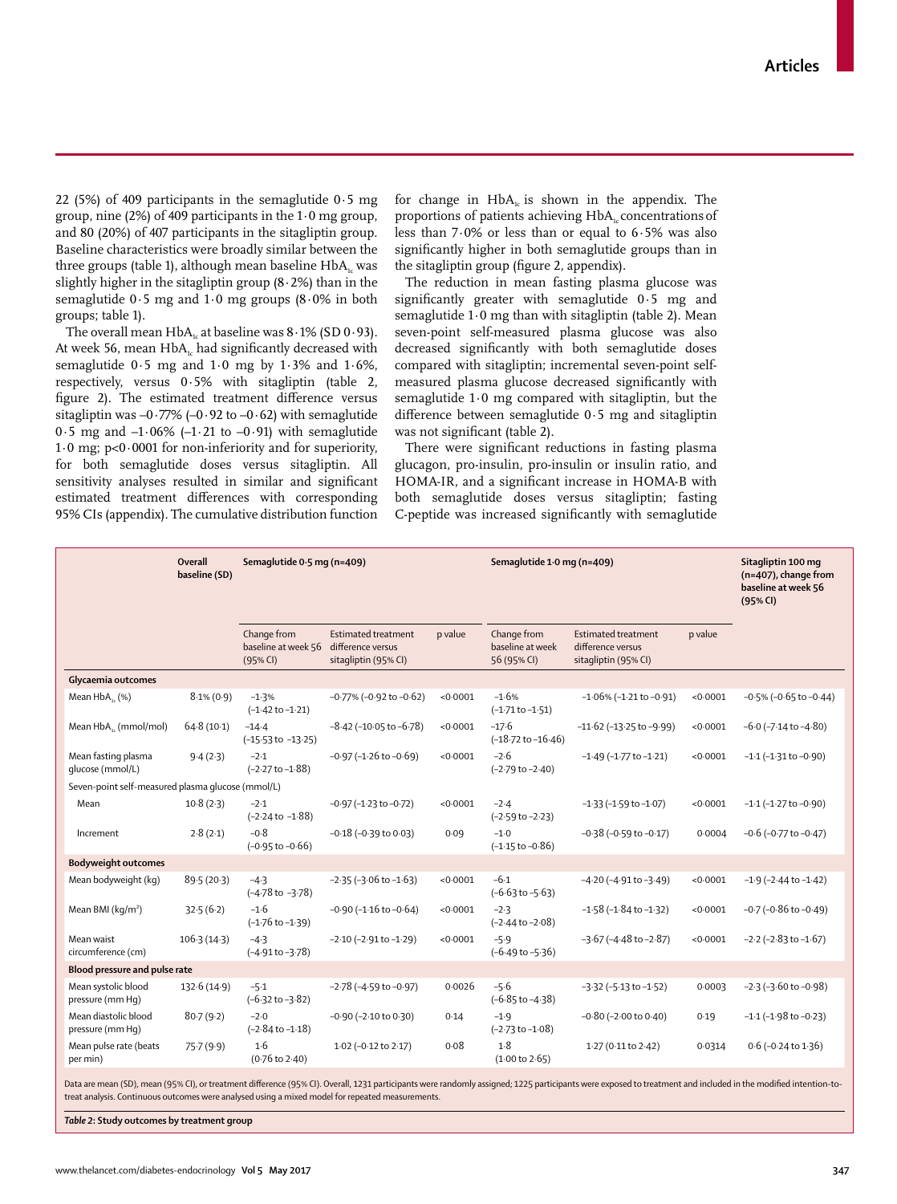22 (5%) of 409 participants in the semaglutide 0·5 mg group, nine (2%) of 409 participants in the 1·0 mg group, and 80 (20%) of 407 participants in the sitagliptin group. Baseline characteristics were broadly similar between the three groups (table 1), although mean baseline $HbA_{1c}$ was slightly higher in the sitagliptin group (8·2%) than in the semaglutide 0·5 mg and 1·0 mg groups (8·0% in both groups; table 1).

The overall mean $HbA_{1c}$ at baseline was 8·1% (SD 0·93). At week 56, mean $HbA_{1c}$ had significantly decreased with semaglutide 0·5 mg and 1·0 mg by 1·3% and 1·6%, respectively, versus 0·5% with sitagliptin (table 2, figure 2). The estimated treatment difference versus sitagliptin was –0·77% (–0·92 to –0·62) with semaglutide 0·5 mg and –1·06% (–1·21 to –0·91) with semaglutide 1·0 mg; p<0·0001 for non-inferiority and for superiority, for both semaglutide doses versus sitagliptin. All sensitivity analyses resulted in similar and significant estimated treatment differences with corresponding 95% CIs (appendix). The cumulative distribution function for change in $HbA_{1c}$ is shown in the appendix. The proportions of patients achieving $HbA_{1c}$ concentrations of less than 7·0% or less than or equal to 6·5% was also significantly higher in both semaglutide groups than in the sitagliptin group (figure 2, appendix).

The reduction in mean fasting plasma glucose was significantly greater with semaglutide 0·5 mg and semaglutide 1·0 mg than with sitagliptin (table 2). Mean seven-point self-measured plasma glucose was also decreased significantly with both semaglutide doses compared with sitagliptin; incremental seven-point self-measured plasma glucose decreased significantly with semaglutide 1·0 mg compared with sitagliptin, but the difference between semaglutide 0·5 mg and sitagliptin was not significant (table 2).

There were significant reductions in fasting plasma glucagon, pro-insulin, pro-insulin or insulin ratio, and HOMA-IR, and a significant increase in HOMA-B with both semaglutide doses versus sitagliptin; fasting C-peptide was increased significantly with semaglutide

| | Overall baseline (SD) | Semaglutide 0·5 mg (n=409) | | | Semaglutide 1·0 mg (n=409) | | | Sitagliptin 100 mg (n=407), change from baseline at week 56 (95% CI) |
|---|---|---|---|---|---|---|---|---|
| | | Change from baseline at week 56 (95% CI) | Estimated treatment difference versus sitagliptin (95% CI) | p value | Change from baseline at week 56 (95% CI) | Estimated treatment difference versus sitagliptin (95% CI) | p value | |
| **Glycaemia outcomes** | | | | | | | | |
| Mean $HbA_{1c}$ (%) | 8·1% (0·9) | –1·3% (–1·42 to –1·21) | –0·77% (–0·92 to –0·62) | <0·0001 | –1·6% (–1·71 to –1·51) | –1·06% (–1·21 to –0·91) | <0·0001 | –0·5% (–0·65 to –0·44) |
| Mean $HbA_{1c}$ (mmol/mol) | 64·8 (10·1) | –14·4 (–15·53 to –13·25) | –8·42 (–10·05 to –6·78) | <0·0001 | –17·6 (–18·72 to –16·46) | –11·62 (–13·25 to –9·99) | <0·0001 | –6·0 (–7·14 to –4·80) |
| Mean fasting plasma glucose (mmol/L) | 9·4 (2·3) | –2·1 (–2·27 to –1·88) | –0·97 (–1·26 to –0·69) | <0·0001 | –2·6 (–2·79 to –2·40) | –1·49 (–1·77 to –1·21) | <0·0001 | –1·1 (–1·31 to –0·90) |
| Seven-point self-measured plasma glucose (mmol/L) | | | | | | | | |
| Mean | 10·8 (2·3) | –2·1 (–2·24 to –1·88) | –0·97 (–1·23 to –0·72) | <0·0001 | –2·4 (–2·59 to –2·23) | –1·33 (–1·59 to –1·07) | <0·0001 | –1·1 (–1·27 to –0·90) |
| Increment | 2·8 (2·1) | –0·8 (–0·95 to –0·66) | –0·18 (–0·39 to 0·03) | 0·09 | –1·0 (–1·15 to –0·86) | –0·38 (–0·59 to –0·17) | 0·0004 | –0·6 (–0·77 to –0·47) |
| **Bodyweight outcomes** | | | | | | | | |
| Mean bodyweight (kg) | 89·5 (20·3) | –4·3 (–4·78 to –3·78) | –2·35 (–3·06 to –1·63) | <0·0001 | –6·1 (–6·63 to –5·63) | –4·20 (–4·91 to –3·49) | <0·0001 | –1·9 (–2·44 to –1·42) |
| Mean BMI ($kg/m^2$) | 32·5 (6·2) | –1·6 (–1·76 to –1·39) | –0·90 (–1·16 to –0·64) | <0·0001 | –2·3 (–2·44 to –2·08) | –1·58 (–1·84 to –1·32) | <0·0001 | –0·7 (–0·86 to –0·49) |
| Mean waist circumference (cm) | 106·3 (14·3) | –4·3 (–4·91 to –3·78) | –2·10 (–2·91 to –1·29) | <0·0001 | –5·9 (–6·49 to –5·36) | –3·67 (–4·48 to –2·87) | <0·0001 | –2·2 (–2·83 to –1·67) |
| **Blood pressure and pulse rate** | | | | | | | | |
| Mean systolic blood pressure (mm Hg) | 132·6 (14·9) | –5·1 (–6·32 to –3·82) | –2·78 (–4·59 to –0·97) | 0·0026 | –5·6 (–6·85 to –4·38) | –3·32 (–5·13 to –1·52) | 0·0003 | –2·3 (–3·60 to –0·98) |
| Mean diastolic blood pressure (mm Hg) | 80·7 (9·2) | –2·0 (–2·84 to –1·18) | –0·90 (–2·10 to 0·30) | 0·14 | –1·9 (–2·73 to –1·08) | –0·80 (–2·00 to 0·40) | 0·19 | –1·1 (–1·98 to –0·23) |
| Mean pulse rate (beats per min) | 75·7 (9·9) | 1·6 (0·76 to 2·40) | 1·02 (–0·12 to 2·17) | 0·08 | 1·8 (1·00 to 2·65) | 1·27 (0·11 to 2·42) | 0·0314 | 0·6 (–0·24 to 1·36) |

Data are mean (SD), mean (95% CI), or treatment difference (95% CI). Overall, 1231 participants were randomly assigned; 1225 participants were exposed to treatment and included in the modified intention-to-treat analysis. Continuous outcomes were analysed using a mixed model for repeated measurements.

***Table 2:*** **Study outcomes by treatment group**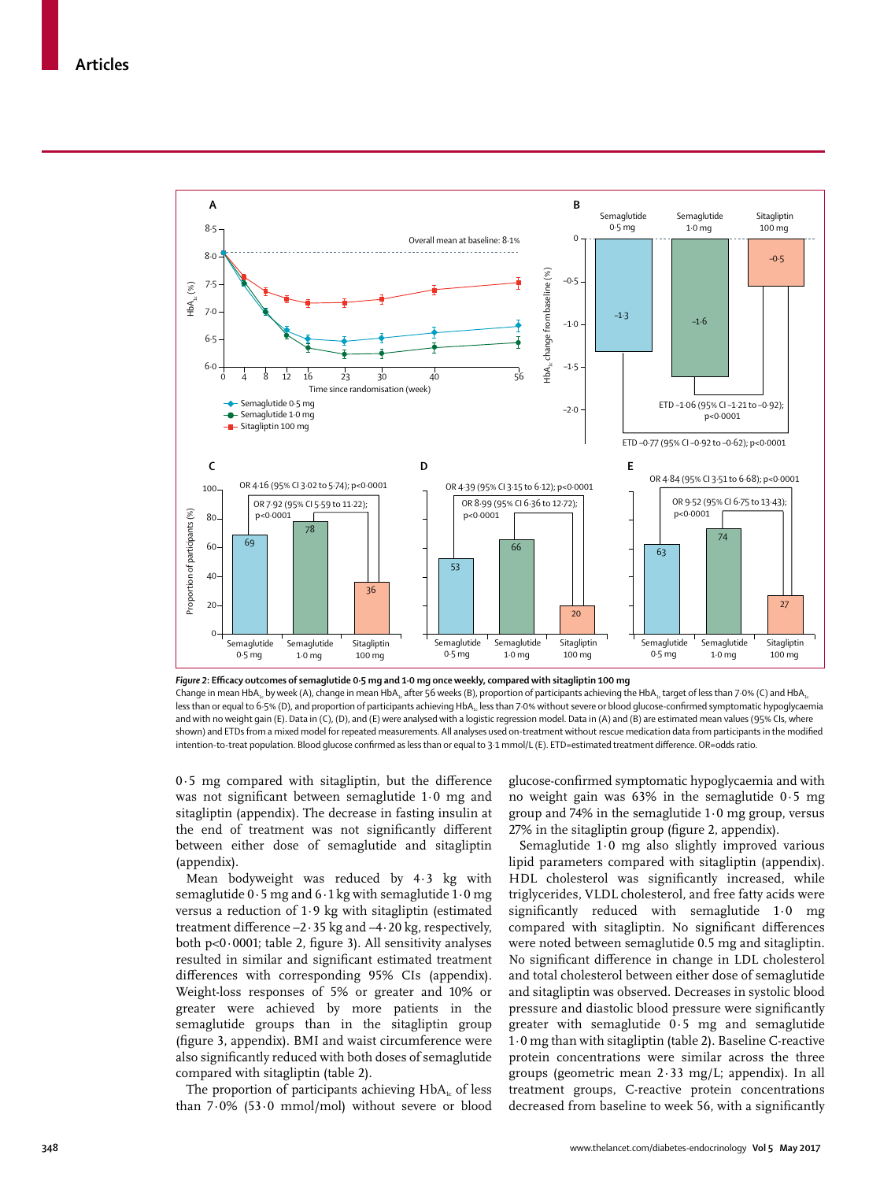**Figure 2: Efficacy outcomes of semaglutide 0·5 mg and 1·0 mg once weekly, compared with sitagliptin 100 mg**

Change in mean $HbA_{1c}$ by week (A), change in mean $HbA_{1c}$ after 56 weeks (B), proportion of participants achieving the $HbA_{1c}$ target of less than 7·0% (C) and $HbA_{1c}$ less than or equal to 6·5% (D), and proportion of participants achieving $HbA_{1c}$ less than 7·0% without severe or blood glucose-confirmed symptomatic hypoglycaemia and with no weight gain (E). Data in (C), (D), and (E) were analysed with a logistic regression model. Data in (A) and (B) are estimated mean values (95% CIs, where shown) and ETDs from a mixed model for repeated measurements. All analyses used on-treatment without rescue medication data from participants in the modified intention-to-treat population. Blood glucose confirmed as less than or equal to 3·1 mmol/L (E). ETD=estimated treatment difference. OR=odds ratio.

0·5 mg compared with sitagliptin, but the difference was not significant between semaglutide 1·0 mg and sitagliptin (appendix). The decrease in fasting insulin at the end of treatment was not significantly different between either dose of semaglutide and sitagliptin (appendix).

Mean bodyweight was reduced by 4·3 kg with semaglutide 0·5 mg and 6·1 kg with semaglutide 1·0 mg versus a reduction of 1·9 kg with sitagliptin (estimated treatment difference –2·35 kg and –4·20 kg, respectively, both p<0·0001; table 2, figure 3). All sensitivity analyses resulted in similar and significant estimated treatment differences with corresponding 95% CIs (appendix). Weight-loss responses of 5% or greater and 10% or greater were achieved by more patients in the semaglutide groups than in the sitagliptin group (figure 3, appendix). BMI and waist circumference were also significantly reduced with both doses of semaglutide compared with sitagliptin (table 2).

The proportion of participants achieving $HbA_{1c}$ of less than 7·0% (53·0 mmol/mol) without severe or blood glucose-confirmed symptomatic hypoglycaemia and with no weight gain was 63% in the semaglutide 0·5 mg group and 74% in the semaglutide 1·0 mg group, versus 27% in the sitagliptin group (figure 2, appendix).

Semaglutide 1·0 mg also slightly improved various lipid parameters compared with sitagliptin (appendix). HDL cholesterol was significantly increased, while triglycerides, VLDL cholesterol, and free fatty acids were significantly reduced with semaglutide 1·0 mg compared with sitagliptin. No significant differences were noted between semaglutide 0.5 mg and sitagliptin. No significant difference in change in LDL cholesterol and total cholesterol between either dose of semaglutide and sitagliptin was observed. Decreases in systolic blood pressure and diastolic blood pressure were significantly greater with semaglutide 0·5 mg and semaglutide 1·0 mg than with sitagliptin (table 2). Baseline C-reactive protein concentrations were similar across the three groups (geometric mean 2·33 mg/L; appendix). In all treatment groups, C-reactive protein concentrations decreased from baseline to week 56, with a significantly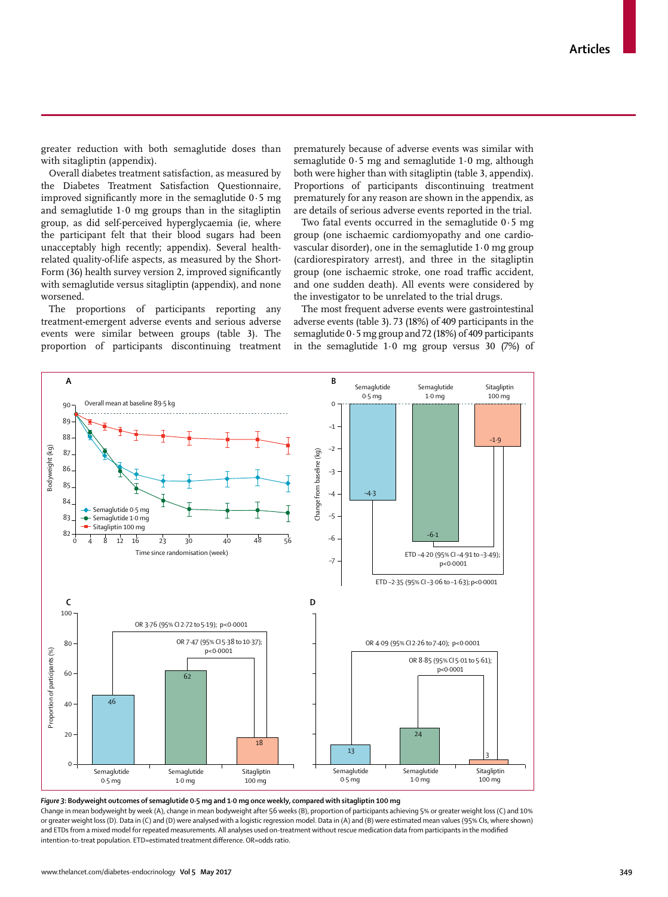greater reduction with both semaglutide doses than with sitagliptin (appendix).

Overall diabetes treatment satisfaction, as measured by the Diabetes Treatment Satisfaction Questionnaire, improved significantly more in the semaglutide 0·5 mg and semaglutide 1·0 mg groups than in the sitagliptin group, as did self-perceived hyperglycaemia (ie, where the participant felt that their blood sugars had been unacceptably high recently; appendix). Several health-related quality-of-life aspects, as measured by the Short-Form (36) health survey version 2, improved significantly with semaglutide versus sitagliptin (appendix), and none worsened.

The proportions of participants reporting any treatment-emergent adverse events and serious adverse events were similar between groups (table 3). The proportion of participants discontinuing treatment prematurely because of adverse events was similar with semaglutide 0·5 mg and semaglutide 1·0 mg, although both were higher than with sitagliptin (table 3, appendix). Proportions of participants discontinuing treatment prematurely for any reason are shown in the appendix, as are details of serious adverse events reported in the trial.

Two fatal events occurred in the semaglutide 0·5 mg group (one ischaemic cardiomyopathy and one cardiovascular disorder), one in the semaglutide 1·0 mg group (cardiorespiratory arrest), and three in the sitagliptin group (one ischaemic stroke, one road traffic accident, and one sudden death). All events were considered by the investigator to be unrelated to the trial drugs.

The most frequent adverse events were gastrointestinal adverse events (table 3). 73 (18%) of 409 participants in the semaglutide 0·5 mg group and 72 (18%) of 409 participants in the semaglutide 1·0 mg group versus 30 (7%) of

*Figure 3*: **Bodyweight outcomes of semaglutide 0·5 mg and 1·0 mg once weekly, compared with sitagliptin 100 mg**

Change in mean bodyweight by week (A), change in mean bodyweight after 56 weeks (B), proportion of participants achieving 5% or greater weight loss (C) and 10% or greater weight loss (D). Data in (C) and (D) were analysed with a logistic regression model. Data in (A) and (B) were estimated mean values (95% CIs, where shown) and ETDs from a mixed model for repeated measurements. All analyses used on-treatment without rescue medication data from participants in the modified intention-to-treat population. ETD=estimated treatment difference. OR=odds ratio.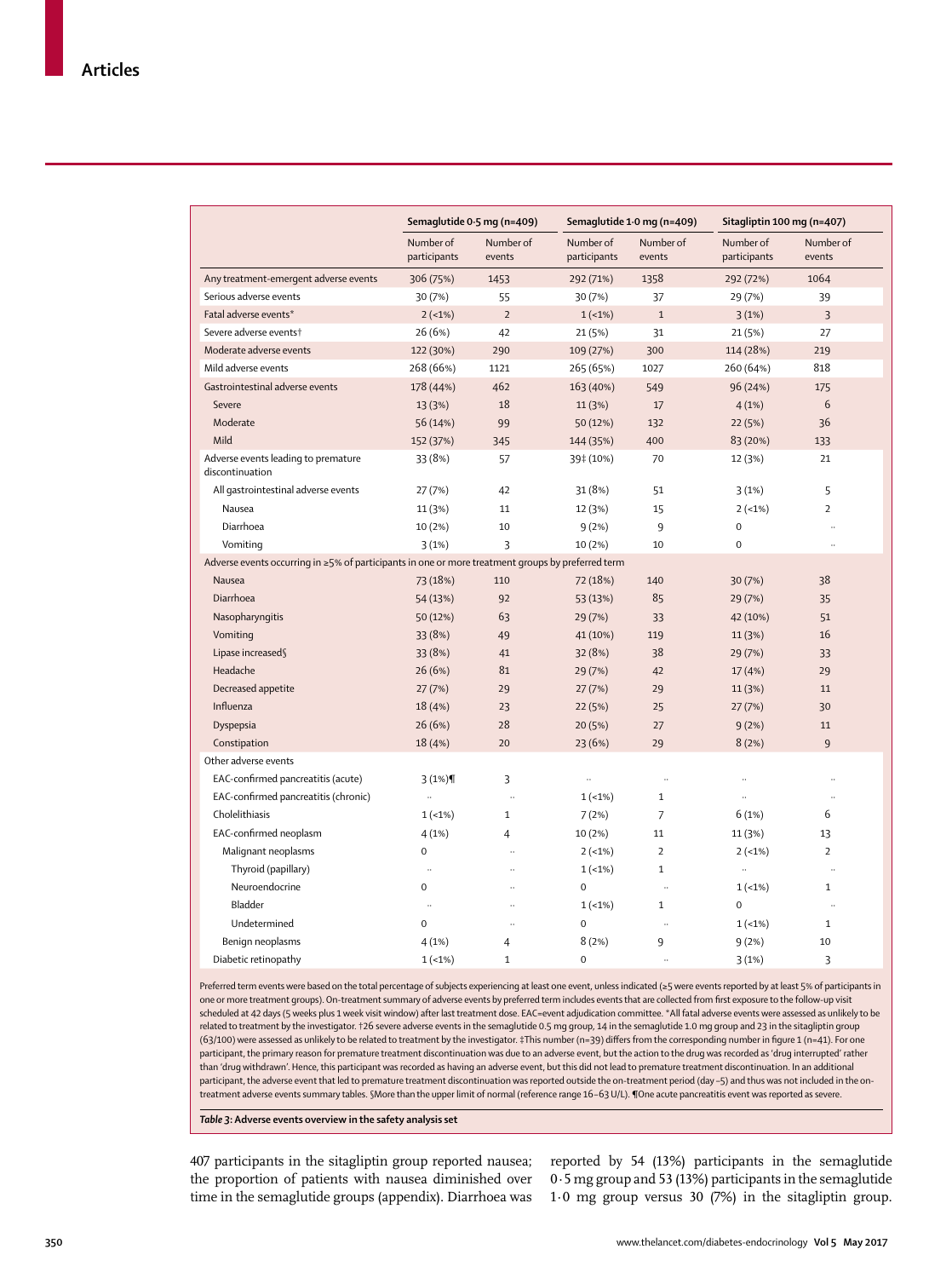| | Semaglutide 0·5 mg (n=409) | | Semaglutide 1·0 mg (n=409) | | Sitagliptin 100 mg (n=407) | |
|---|---|---|---|---|---|---|
| | Number of participants | Number of events | Number of participants | Number of events | Number of participants | Number of events |
| Any treatment-emergent adverse events | 306 (75%) | 1453 | 292 (71%) | 1358 | 292 (72%) | 1064 |
| Serious adverse events | 30 (7%) | 55 | 30 (7%) | 37 | 29 (7%) | 39 |
| Fatal adverse events* | 2 (<1%) | 2 | 1 (<1%) | 1 | 3 (1%) | 3 |
| Severe adverse events† | 26 (6%) | 42 | 21 (5%) | 31 | 21 (5%) | 27 |
| Moderate adverse events | 122 (30%) | 290 | 109 (27%) | 300 | 114 (28%) | 219 |
| Mild adverse events | 268 (66%) | 1121 | 265 (65%) | 1027 | 260 (64%) | 818 |
| Gastrointestinal adverse events | 178 (44%) | 462 | 163 (40%) | 549 | 96 (24%) | 175 |
| Severe | 13 (3%) | 18 | 11 (3%) | 17 | 4 (1%) | 6 |
| Moderate | 56 (14%) | 99 | 50 (12%) | 132 | 22 (5%) | 36 |
| Mild | 152 (37%) | 345 | 144 (35%) | 400 | 83 (20%) | 133 |
| Adverse events leading to premature discontinuation | 33 (8%) | 57 | 39‡ (10%) | 70 | 12 (3%) | 21 |
| All gastrointestinal adverse events | 27 (7%) | 42 | 31 (8%) | 51 | 3 (1%) | 5 |
| Nausea | 11 (3%) | 11 | 12 (3%) | 15 | 2 (<1%) | 2 |
| Diarrhoea | 10 (2%) | 10 | 9 (2%) | 9 | 0 | .. |
| Vomiting | 3 (1%) | 3 | 10 (2%) | 10 | 0 | .. |
| Adverse events occurring in ≥5% of participants in one or more treatment groups by preferred term | | | | | | |
| Nausea | 73 (18%) | 110 | 72 (18%) | 140 | 30 (7%) | 38 |
| Diarrhoea | 54 (13%) | 92 | 53 (13%) | 85 | 29 (7%) | 35 |
| Nasopharyngitis | 50 (12%) | 63 | 29 (7%) | 33 | 42 (10%) | 51 |
| Vomiting | 33 (8%) | 49 | 41 (10%) | 119 | 11 (3%) | 16 |
| Lipase increased§ | 33 (8%) | 41 | 32 (8%) | 38 | 29 (7%) | 33 |
| Headache | 26 (6%) | 81 | 29 (7%) | 42 | 17 (4%) | 29 |
| Decreased appetite | 27 (7%) | 29 | 27 (7%) | 29 | 11 (3%) | 11 |
| Influenza | 18 (4%) | 23 | 22 (5%) | 25 | 27 (7%) | 30 |
| Dyspepsia | 26 (6%) | 28 | 20 (5%) | 27 | 9 (2%) | 11 |
| Constipation | 18 (4%) | 20 | 23 (6%) | 29 | 8 (2%) | 9 |
| Other adverse events | | | | | | |
| EAC-confirmed pancreatitis (acute) | 3 (1%)¶ | 3 | .. | .. | .. | .. |
| EAC-confirmed pancreatitis (chronic) | .. | .. | 1 (<1%) | 1 | .. | .. |
| Cholelithiasis | 1 (<1%) | 1 | 7 (2%) | 7 | 6 (1%) | 6 |
| EAC-confirmed neoplasm | 4 (1%) | 4 | 10 (2%) | 11 | 11 (3%) | 13 |
| Malignant neoplasms | 0 | .. | 2 (<1%) | 2 | 2 (<1%) | 2 |
| Thyroid (papillary) | .. | .. | 1 (<1%) | 1 | .. | .. |
| Neuroendocrine | 0 | .. | 0 | .. | 1 (<1%) | 1 |
| Bladder | .. | .. | 1 (<1%) | 1 | 0 | .. |
| Undetermined | 0 | .. | 0 | .. | 1 (<1%) | 1 |
| Benign neoplasms | 4 (1%) | 4 | 8 (2%) | 9 | 9 (2%) | 10 |
| Diabetic retinopathy | 1 (<1%) | 1 | 0 | .. | 3 (1%) | 3 |

Preferred term events were based on the total percentage of subjects experiencing at least one event, unless indicated (≥5 were events reported by at least 5% of participants in one or more treatment groups). On-treatment summary of adverse events by preferred term includes events that are collected from first exposure to the follow-up visit scheduled at 42 days (5 weeks plus 1 week visit window) after last treatment dose. EAC=event adjudication committee. *All fatal adverse events were assessed as unlikely to be related to treatment by the investigator. †26 severe adverse events in the semaglutide 0.5 mg group, 14 in the semaglutide 1.0 mg group and 23 in the sitagliptin group (63/100) were assessed as unlikely to be related to treatment by the investigator. ‡This number (n=39) differs from the corresponding number in figure 1 (n=41). For one participant, the primary reason for premature treatment discontinuation was due to an adverse event, but the action to the drug was recorded as 'drug interrupted' rather than 'drug withdrawn'. Hence, this participant was recorded as having an adverse event, but this did not lead to premature treatment discontinuation. In an additional participant, the adverse event that led to premature treatment discontinuation was reported outside the on-treatment period (day –5) and thus was not included in the on-treatment adverse events summary tables. §More than the upper limit of normal (reference range 16–63 U/L). ¶One acute pancreatitis event was reported as severe.

***Table 3*: Adverse events overview in the safety analysis set**

407 participants in the sitagliptin group reported nausea; the proportion of patients with nausea diminished over time in the semaglutide groups (appendix). Diarrhoea was reported by 54 (13%) participants in the semaglutide 0·5 mg group and 53 (13%) participants in the semaglutide 1·0 mg group versus 30 (7%) in the sitagliptin group.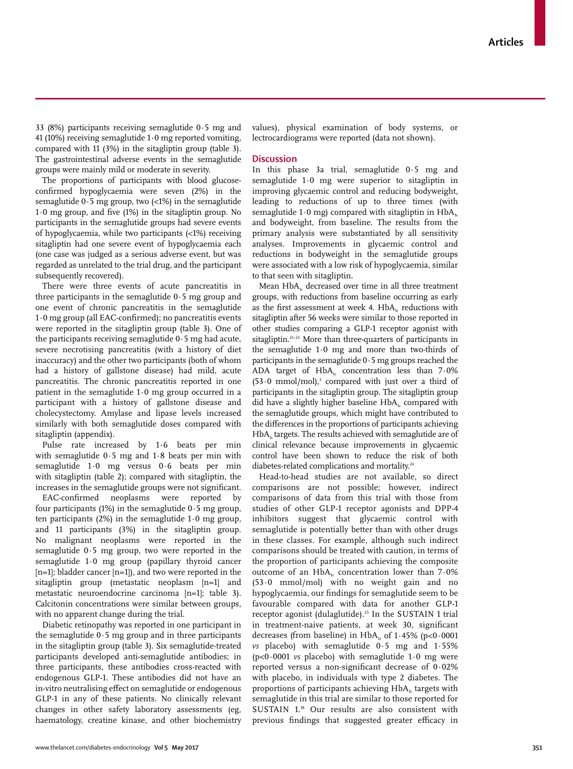33 (8%) participants receiving semaglutide 0·5 mg and 41 (10%) receiving semaglutide 1·0 mg reported vomiting, compared with 11 (3%) in the sitagliptin group (table 3). The gastrointestinal adverse events in the semaglutide groups were mainly mild or moderate in severity.

The proportions of participants with blood glucose-confirmed hypoglycaemia were seven (2%) in the semaglutide 0·5 mg group, two (<1%) in the semaglutide 1·0 mg group, and five (1%) in the sitagliptin group. No participants in the semaglutide groups had severe events of hypoglycaemia, while two participants (<1%) receiving sitagliptin had one severe event of hypoglycaemia each (one case was judged as a serious adverse event, but was regarded as unrelated to the trial drug, and the participant subsequently recovered).

There were three events of acute pancreatitis in three participants in the semaglutide 0·5 mg group and one event of chronic pancreatitis in the semaglutide 1·0 mg group (all EAC-confirmed); no pancreatitis events were reported in the sitagliptin group (table 3). One of the participants receiving semaglutide 0·5 mg had acute, severe necrotising pancreatitis (with a history of diet inaccuracy) and the other two participants (both of whom had a history of gallstone disease) had mild, acute pancreatitis. The chronic pancreatitis reported in one patient in the semaglutide 1·0 mg group occurred in a participant with a history of gallstone disease and cholecystectomy. Amylase and lipase levels increased similarly with both semaglutide doses compared with sitagliptin (appendix).

Pulse rate increased by 1·6 beats per min with semaglutide 0·5 mg and 1·8 beats per min with semaglutide 1·0 mg versus 0·6 beats per min with sitagliptin (table 2); compared with sitagliptin, the increases in the semaglutide groups were not significant.

EAC-confirmed neoplasms were reported by four participants (1%) in the semaglutide 0·5 mg group, ten participants (2%) in the semaglutide 1·0 mg group, and 11 participants (3%) in the sitagliptin group. No malignant neoplasms were reported in the semaglutide 0·5 mg group, two were reported in the semaglutide 1·0 mg group (papillary thyroid cancer [n=1]; bladder cancer [n=1]), and two were reported in the sitagliptin group (metastatic neoplasm [n=1] and metastatic neuroendocrine carcinoma [n=1]; table 3). Calcitonin concentrations were similar between groups, with no apparent change during the trial.

Diabetic retinopathy was reported in one participant in the semaglutide 0·5 mg group and in three participants in the sitagliptin group (table 3). Six semaglutide-treated participants developed anti-semaglutide antibodies; in three participants, these antibodies cross-reacted with endogenous GLP-1. These antibodies did not have an in-vitro neutralising effect on semaglutide or endogenous GLP-1 in any of these patients. No clinically relevant changes in other safety laboratory assessments (eg, haematology, creatine kinase, and other biochemistry values), physical examination of body systems, or lectrocardiograms were reported (data not shown).

## Discussion

In this phase 3a trial, semaglutide 0·5 mg and semaglutide 1·0 mg were superior to sitagliptin in improving glycaemic control and reducing bodyweight, leading to reductions of up to three times (with semaglutide 1·0 mg) compared with sitagliptin in $HbA_{1c}$ and bodyweight, from baseline. The results from the primary analysis were substantiated by all sensitivity analyses. Improvements in glycaemic control and reductions in bodyweight in the semaglutide groups were associated with a low risk of hypoglycaemia, similar to that seen with sitagliptin.

Mean $HbA_{1c}$ decreased over time in all three treatment groups, with reductions from baseline occurring as early as the first assessment at week 4. $HbA_{1c}$ reductions with sitagliptin after 56 weeks were similar to those reported in other studies comparing a GLP-1 receptor agonist with sitagliptin.[21–23] More than three-quarters of participants in the semaglutide 1·0 mg and more than two-thirds of participants in the semaglutide 0·5 mg groups reached the ADA target of $HbA_{1c}$ concentration less than 7·0% (53·0 mmol/mol),[3] compared with just over a third of participants in the sitagliptin group. The sitagliptin group did have a slightly higher baseline $HbA_{1c}$ compared with the semaglutide groups, which might have contributed to the differences in the proportions of participants achieving $HbA_{1c}$ targets. The results achieved with semaglutide are of clinical relevance because improvements in glycaemic control have been shown to reduce the risk of both diabetes-related complications and mortality.[24]

Head-to-head studies are not available, so direct comparisons are not possible; however, indirect comparisons of data from this trial with those from studies of other GLP-1 receptor agonists and DPP-4 inhibitors suggest that glycaemic control with semaglutide is potentially better than with other drugs in these classes. For example, although such indirect comparisons should be treated with caution, in terms of the proportion of participants achieving the composite outcome of an $HbA_{1c}$ concentration lower than 7·0% (53·0 mmol/mol) with no weight gain and no hypoglycaemia, our findings for semaglutide seem to be favourable compared with data for another GLP-1 receptor agonist (dulaglutide).[25] In the SUSTAIN 1 trial in treatment-naive patients, at week 30, significant decreases (from baseline) in $HbA_{1c}$ of 1·45% ($p<0·0001$ *vs* placebo) with semaglutide 0·5 mg and 1·55% ($p<0·0001$ *vs* placebo) with semaglutide 1·0 mg were reported versus a non-significant decrease of 0·02% with placebo, in individuals with type 2 diabetes. The proportions of participants achieving $HbA_{1c}$ targets with semaglutide in this trial are similar to those reported for SUSTAIN 1.[18] Our results are also consistent with previous findings that suggested greater efficacy in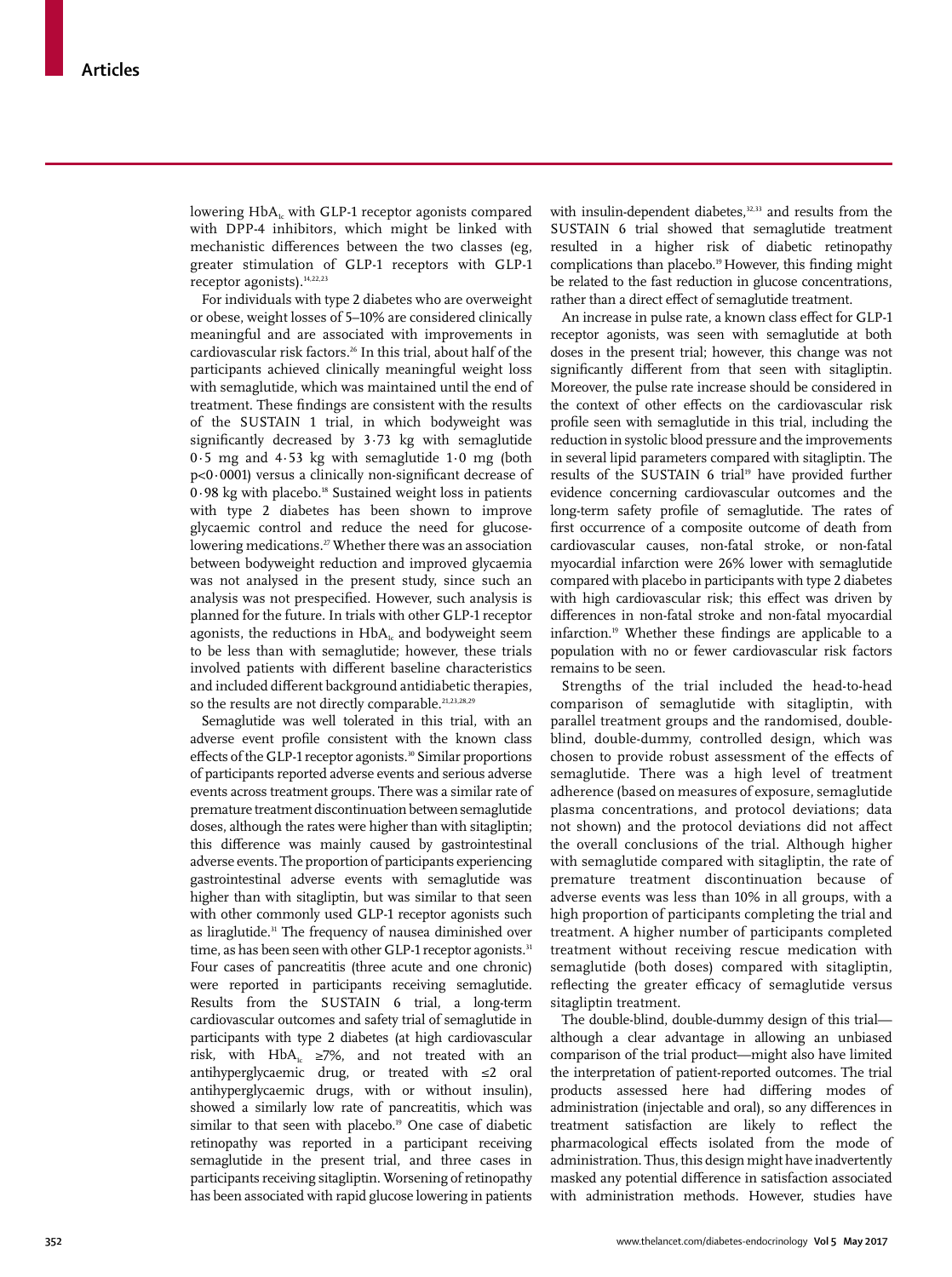lowering $HbA_{1c}$ with GLP-1 receptor agonists compared with DPP-4 inhibitors, which might be linked with mechanistic differences between the two classes (eg, greater stimulation of GLP-1 receptors with GLP-1 receptor agonists).[14,22,23]

For individuals with type 2 diabetes who are overweight or obese, weight losses of 5–10% are considered clinically meaningful and are associated with improvements in cardiovascular risk factors.[26] In this trial, about half of the participants achieved clinically meaningful weight loss with semaglutide, which was maintained until the end of treatment. These findings are consistent with the results of the SUSTAIN 1 trial, in which bodyweight was significantly decreased by 3·73 kg with semaglutide 0·5 mg and 4·53 kg with semaglutide 1·0 mg (both $p<0·0001$) versus a clinically non-significant decrease of 0·98 kg with placebo.[18] Sustained weight loss in patients with type 2 diabetes has been shown to improve glycaemic control and reduce the need for glucose-lowering medications.[27] Whether there was an association between bodyweight reduction and improved glycaemia was not analysed in the present study, since such an analysis was not prespecified. However, such analysis is planned for the future. In trials with other GLP-1 receptor agonists, the reductions in $HbA_{1c}$ and bodyweight seem to be less than with semaglutide; however, these trials involved patients with different baseline characteristics and included different background antidiabetic therapies, so the results are not directly comparable.[21,23,28,29]

Semaglutide was well tolerated in this trial, with an adverse event profile consistent with the known class effects of the GLP-1 receptor agonists.[30] Similar proportions of participants reported adverse events and serious adverse events across treatment groups. There was a similar rate of premature treatment discontinuation between semaglutide doses, although the rates were higher than with sitagliptin; this difference was mainly caused by gastrointestinal adverse events. The proportion of participants experiencing gastrointestinal adverse events with semaglutide was higher than with sitagliptin, but was similar to that seen with other commonly used GLP-1 receptor agonists such as liraglutide.[31] The frequency of nausea diminished over time, as has been seen with other GLP-1 receptor agonists.[31] Four cases of pancreatitis (three acute and one chronic) were reported in participants receiving semaglutide. Results from the SUSTAIN 6 trial, a long-term cardiovascular outcomes and safety trial of semaglutide in participants with type 2 diabetes (at high cardiovascular risk, with $HbA_{1c}$ ≥7%, and not treated with an antihyperglycaemic drug, or treated with ≤2 oral antihyperglycaemic drugs, with or without insulin), showed a similarly low rate of pancreatitis, which was similar to that seen with placebo.[19] One case of diabetic retinopathy was reported in a participant receiving semaglutide in the present trial, and three cases in participants receiving sitagliptin. Worsening of retinopathy has been associated with rapid glucose lowering in patients with insulin-dependent diabetes,[32,33] and results from the SUSTAIN 6 trial showed that semaglutide treatment resulted in a higher risk of diabetic retinopathy complications than placebo.[19] However, this finding might be related to the fast reduction in glucose concentrations, rather than a direct effect of semaglutide treatment.

An increase in pulse rate, a known class effect for GLP-1 receptor agonists, was seen with semaglutide at both doses in the present trial; however, this change was not significantly different from that seen with sitagliptin. Moreover, the pulse rate increase should be considered in the context of other effects on the cardiovascular risk profile seen with semaglutide in this trial, including the reduction in systolic blood pressure and the improvements in several lipid parameters compared with sitagliptin. The results of the SUSTAIN 6 trial[19] have provided further evidence concerning cardiovascular outcomes and the long-term safety profile of semaglutide. The rates of first occurrence of a composite outcome of death from cardiovascular causes, non-fatal stroke, or non-fatal myocardial infarction were 26% lower with semaglutide compared with placebo in participants with type 2 diabetes with high cardiovascular risk; this effect was driven by differences in non-fatal stroke and non-fatal myocardial infarction.[19] Whether these findings are applicable to a population with no or fewer cardiovascular risk factors remains to be seen.

Strengths of the trial included the head-to-head comparison of semaglutide with sitagliptin, with parallel treatment groups and the randomised, double-blind, double-dummy, controlled design, which was chosen to provide robust assessment of the effects of semaglutide. There was a high level of treatment adherence (based on measures of exposure, semaglutide plasma concentrations, and protocol deviations; data not shown) and the protocol deviations did not affect the overall conclusions of the trial. Although higher with semaglutide compared with sitagliptin, the rate of premature treatment discontinuation because of adverse events was less than 10% in all groups, with a high proportion of participants completing the trial and treatment. A higher number of participants completed treatment without receiving rescue medication with semaglutide (both doses) compared with sitagliptin, reflecting the greater efficacy of semaglutide versus sitagliptin treatment.

The double-blind, double-dummy design of this trial—although a clear advantage in allowing an unbiased comparison of the trial product—might also have limited the interpretation of patient-reported outcomes. The trial products assessed here had differing modes of administration (injectable and oral), so any differences in treatment satisfaction are likely to reflect the pharmacological effects isolated from the mode of administration. Thus, this design might have inadvertently masked any potential difference in satisfaction associated with administration methods. However, studies have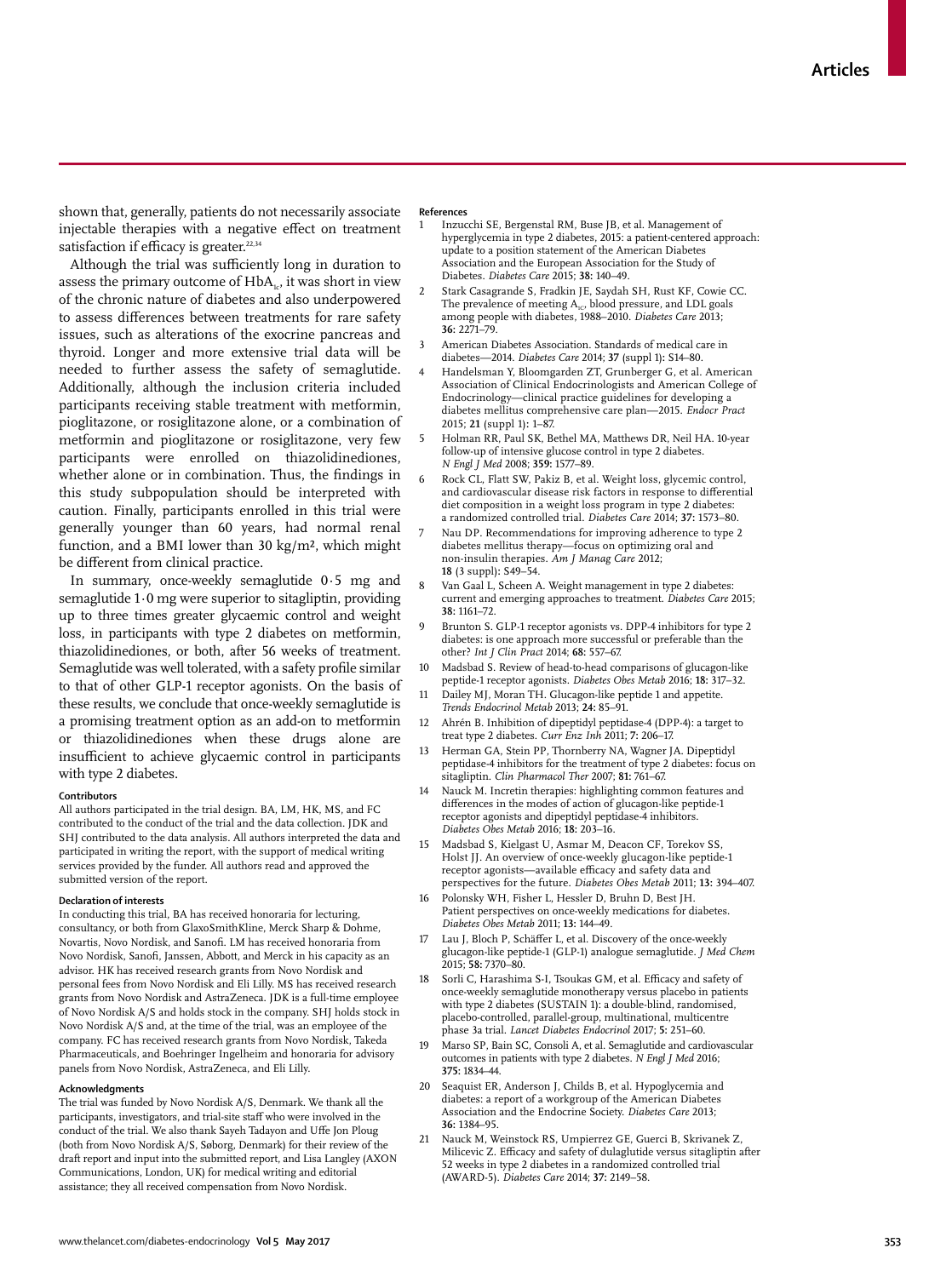shown that, generally, patients do not necessarily associate injectable therapies with a negative effect on treatment satisfaction if efficacy is greater.[22,34]

Although the trial was sufficiently long in duration to assess the primary outcome of $HbA_{1c}$, it was short in view of the chronic nature of diabetes and also underpowered to assess differences between treatments for rare safety issues, such as alterations of the exocrine pancreas and thyroid. Longer and more extensive trial data will be needed to further assess the safety of semaglutide. Additionally, although the inclusion criteria included participants receiving stable treatment with metformin, pioglitazone, or rosiglitazone alone, or a combination of metformin and pioglitazone or rosiglitazone, very few participants were enrolled on thiazolidinediones, whether alone or in combination. Thus, the findings in this study subpopulation should be interpreted with caution. Finally, participants enrolled in this trial were generally younger than 60 years, had normal renal function, and a BMI lower than 30 $kg/m^2$, which might be different from clinical practice.

In summary, once-weekly semaglutide 0·5 mg and semaglutide 1·0 mg were superior to sitagliptin, providing up to three times greater glycaemic control and weight loss, in participants with type 2 diabetes on metformin, thiazolidinediones, or both, after 56 weeks of treatment. Semaglutide was well tolerated, with a safety profile similar to that of other GLP-1 receptor agonists. On the basis of these results, we conclude that once-weekly semaglutide is a promising treatment option as an add-on to metformin or thiazolidinediones when these drugs alone are insufficient to achieve glycaemic control in participants with type 2 diabetes.

#### Contributors

All authors participated in the trial design. BA, LM, HK, MS, and FC contributed to the conduct of the trial and the data collection. JDK and SHJ contributed to the data analysis. All authors interpreted the data and participated in writing the report, with the support of medical writing services provided by the funder. All authors read and approved the submitted version of the report.

#### Declaration of interests

In conducting this trial, BA has received honoraria for lecturing, consultancy, or both from GlaxoSmithKline, Merck Sharp & Dohme, Novartis, Novo Nordisk, and Sanofi. LM has received honoraria from Novo Nordisk, Sanofi, Janssen, Abbott, and Merck in his capacity as an advisor. HK has received research grants from Novo Nordisk and personal fees from Novo Nordisk and Eli Lilly. MS has received research grants from Novo Nordisk and AstraZeneca. JDK is a full-time employee of Novo Nordisk A/S and holds stock in the company. SHJ holds stock in Novo Nordisk A/S and, at the time of the trial, was an employee of the company. FC has received research grants from Novo Nordisk, Takeda Pharmaceuticals, and Boehringer Ingelheim and honoraria for advisory panels from Novo Nordisk, AstraZeneca, and Eli Lilly.

#### Acknowledgments

The trial was funded by Novo Nordisk A/S, Denmark. We thank all the participants, investigators, and trial-site staff who were involved in the conduct of the trial. We also thank Sayeh Tadayon and Uffe Jon Ploug (both from Novo Nordisk A/S, Søborg, Denmark) for their review of the draft report and input into the submitted report, and Lisa Langley (AXON Communications, London, UK) for medical writing and editorial assistance; they all received compensation from Novo Nordisk.

#### References

1. Inzucchi SE, Bergenstal RM, Buse JB, et al. Management of hyperglycemia in type 2 diabetes, 2015: a patient-centered approach: update to a position statement of the American Diabetes Association and the European Association for the Study of Diabetes. *Diabetes Care* 2015; **38:** 140–49.
2. Stark Casagrande S, Fradkin JE, Saydah SH, Rust KF, Cowie CC. The prevalence of meeting $A_{1C}$, blood pressure, and LDL goals among people with diabetes, 1988–2010. *Diabetes Care* 2013; **36:** 2271–79.
3. American Diabetes Association. Standards of medical care in diabetes—2014. *Diabetes Care* 2014; **37** (suppl 1)**:** S14–80.
4. Handelsman Y, Bloomgarden ZT, Grunberger G, et al. American Association of Clinical Endocrinologists and American College of Endocrinology—clinical practice guidelines for developing a diabetes mellitus comprehensive care plan—2015. *Endocr Pract* 2015; **21** (suppl 1)**:** 1–87.
5. Holman RR, Paul SK, Bethel MA, Matthews DR, Neil HA. 10-year follow-up of intensive glucose control in type 2 diabetes. *N Engl J Med* 2008; **359:** 1577–89.
6. Rock CL, Flatt SW, Pakiz B, et al. Weight loss, glycemic control, and cardiovascular disease risk factors in response to differential diet composition in a weight loss program in type 2 diabetes: a randomized controlled trial. *Diabetes Care* 2014; **37:** 1573–80.
7. Nau DP. Recommendations for improving adherence to type 2 diabetes mellitus therapy—focus on optimizing oral and non-insulin therapies. *Am J Manag Care* 2012; **18** (3 suppl)**:** S49–54.
8. Van Gaal L, Scheen A. Weight management in type 2 diabetes: current and emerging approaches to treatment. *Diabetes Care* 2015; **38:** 1161–72.
9. Brunton S. GLP-1 receptor agonists vs. DPP-4 inhibitors for type 2 diabetes: is one approach more successful or preferable than the other? *Int J Clin Pract* 2014; **68:** 557–67.
10. Madsbad S. Review of head-to-head comparisons of glucagon-like peptide-1 receptor agonists. *Diabetes Obes Metab* 2016; **18:** 317–32.
11. Dailey MJ, Moran TH. Glucagon-like peptide 1 and appetite. *Trends Endocrinol Metab* 2013; **24:** 85–91.
12. Ahrén B. Inhibition of dipeptidyl peptidase-4 (DPP-4): a target to treat type 2 diabetes. *Curr Enz Inh* 2011; **7:** 206–17.
13. Herman GA, Stein PP, Thornberry NA, Wagner JA. Dipeptidyl peptidase-4 inhibitors for the treatment of type 2 diabetes: focus on sitagliptin. *Clin Pharmacol Ther* 2007; **81:** 761–67.
14. Nauck M. Incretin therapies: highlighting common features and differences in the modes of action of glucagon-like peptide-1 receptor agonists and dipeptidyl peptidase-4 inhibitors. *Diabetes Obes Metab* 2016; **18:** 203–16.
15. Madsbad S, Kielgast U, Asmar M, Deacon CF, Torekov SS, Holst JJ. An overview of once-weekly glucagon-like peptide-1 receptor agonists—available efficacy and safety data and perspectives for the future. *Diabetes Obes Metab* 2011; **13:** 394–407.
16. Polonsky WH, Fisher L, Hessler D, Bruhn D, Best JH. Patient perspectives on once-weekly medications for diabetes. *Diabetes Obes Metab* 2011; **13:** 144–49.
17. Lau J, Bloch P, Schäffer L, et al. Discovery of the once-weekly glucagon-like peptide-1 (GLP-1) analogue semaglutide. *J Med Chem* 2015; **58:** 7370–80.
18. Sorli C, Harashima S-I, Tsoukas GM, et al. Efficacy and safety of once-weekly semaglutide monotherapy versus placebo in patients with type 2 diabetes (SUSTAIN 1): a double-blind, randomised, placebo-controlled, parallel-group, multinational, multicentre phase 3a trial. *Lancet Diabetes Endocrinol* 2017; **5:** 251–60.
19. Marso SP, Bain SC, Consoli A, et al. Semaglutide and cardiovascular outcomes in patients with type 2 diabetes. *N Engl J Med* 2016; **375:** 1834–44.
20. Seaquist ER, Anderson J, Childs B, et al. Hypoglycemia and diabetes: a report of a workgroup of the American Diabetes Association and the Endocrine Society. *Diabetes Care* 2013; **36:** 1384–95.
21. Nauck M, Weinstock RS, Umpierrez GE, Guerci B, Skrivanek Z, Milicevic Z. Efficacy and safety of dulaglutide versus sitagliptin after 52 weeks in type 2 diabetes in a randomized controlled trial (AWARD-5). *Diabetes Care* 2014; **37:** 2149–58.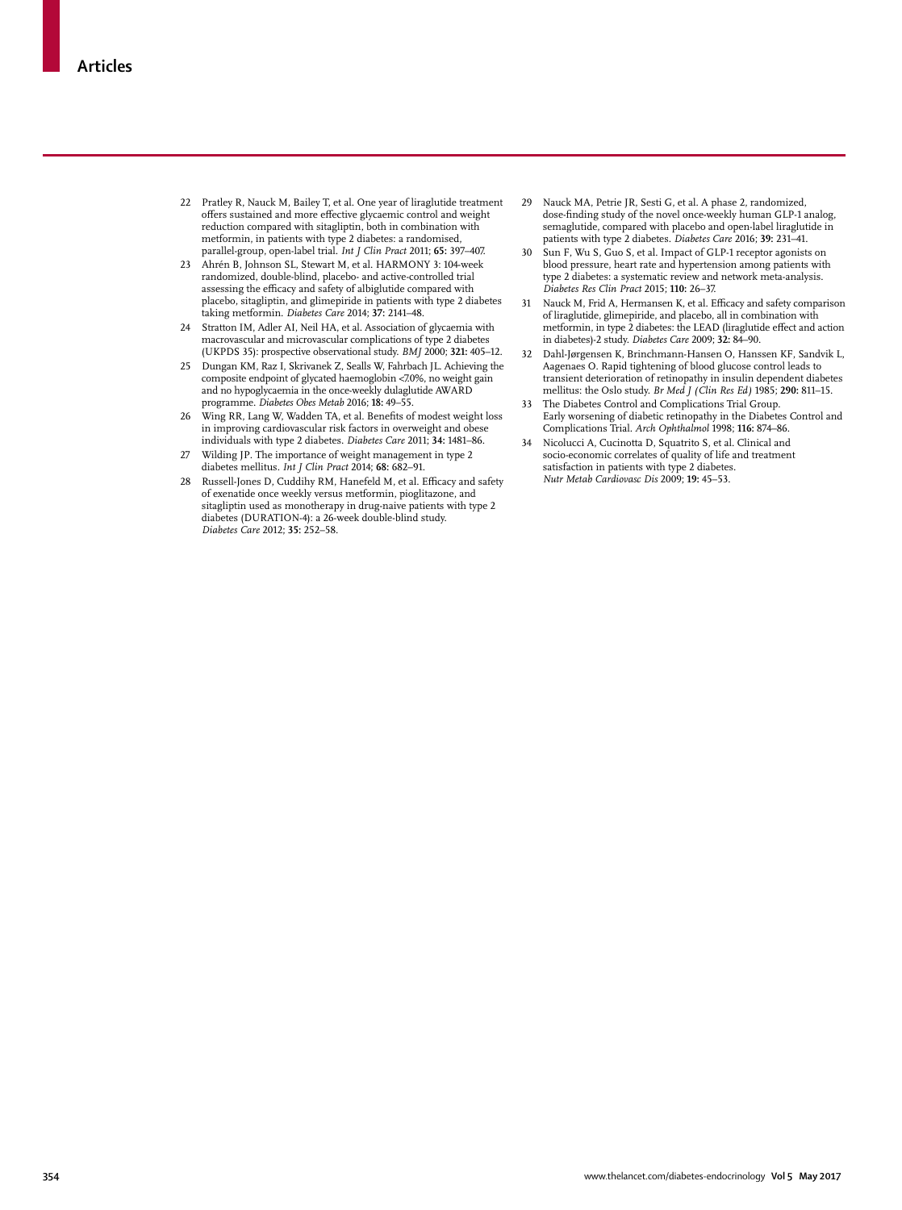22 Pratley R, Nauck M, Bailey T, et al. One year of liraglutide treatment offers sustained and more effective glycaemic control and weight reduction compared with sitagliptin, both in combination with metformin, in patients with type 2 diabetes: a randomised, parallel-group, open-label trial. *Int J Clin Pract* 2011; **65:** 397–407.

23 Ahrén B, Johnson SL, Stewart M, et al. HARMONY 3: 104-week randomized, double-blind, placebo- and active-controlled trial assessing the efficacy and safety of albiglutide compared with placebo, sitagliptin, and glimepiride in patients with type 2 diabetes taking metformin. *Diabetes Care* 2014; **37:** 2141–48.

24 Stratton IM, Adler AI, Neil HA, et al. Association of glycaemia with macrovascular and microvascular complications of type 2 diabetes (UKPDS 35): prospective observational study. *BMJ* 2000; **321:** 405–12.

25 Dungan KM, Raz I, Skrivanek Z, Sealls W, Fahrbach JL. Achieving the composite endpoint of glycated haemoglobin <7·0%, no weight gain and no hypoglycaemia in the once-weekly dulaglutide AWARD programme. *Diabetes Obes Metab* 2016; **18:** 49–55.

26 Wing RR, Lang W, Wadden TA, et al. Benefits of modest weight loss in improving cardiovascular risk factors in overweight and obese individuals with type 2 diabetes. *Diabetes Care* 2011; **34:** 1481–86.

27 Wilding JP. The importance of weight management in type 2 diabetes mellitus. *Int J Clin Pract* 2014; **68:** 682–91.

28 Russell-Jones D, Cuddihy RM, Hanefeld M, et al. Efficacy and safety of exenatide once weekly versus metformin, pioglitazone, and sitagliptin used as monotherapy in drug-naive patients with type 2 diabetes (DURATION-4): a 26-week double-blind study. *Diabetes Care* 2012; **35:** 252–58.

29 Nauck MA, Petrie JR, Sesti G, et al. A phase 2, randomized, dose-finding study of the novel once-weekly human GLP-1 analog, semaglutide, compared with placebo and open-label liraglutide in patients with type 2 diabetes. *Diabetes Care* 2016; **39:** 231–41.

30 Sun F, Wu S, Guo S, et al. Impact of GLP-1 receptor agonists on blood pressure, heart rate and hypertension among patients with type 2 diabetes: a systematic review and network meta-analysis. *Diabetes Res Clin Pract* 2015; **110:** 26–37.

31 Nauck M, Frid A, Hermansen K, et al. Efficacy and safety comparison of liraglutide, glimepiride, and placebo, all in combination with metformin, in type 2 diabetes: the LEAD (liraglutide effect and action in diabetes)-2 study. *Diabetes Care* 2009; **32:** 84–90.

32 Dahl-Jørgensen K, Brinchmann-Hansen O, Hanssen KF, Sandvik L, Aagenaes O. Rapid tightening of blood glucose control leads to transient deterioration of retinopathy in insulin dependent diabetes mellitus: the Oslo study. *Br Med J (Clin Res Ed)* 1985; **290:** 811–15.

33 The Diabetes Control and Complications Trial Group. Early worsening of diabetic retinopathy in the Diabetes Control and Complications Trial. *Arch Ophthalmol* 1998; **116:** 874–86.

34 Nicolucci A, Cucinotta D, Squatrito S, et al. Clinical and socio-economic correlates of quality of life and treatment satisfaction in patients with type 2 diabetes. *Nutr Metab Cardiovasc Dis* 2009; **19:** 45–53.